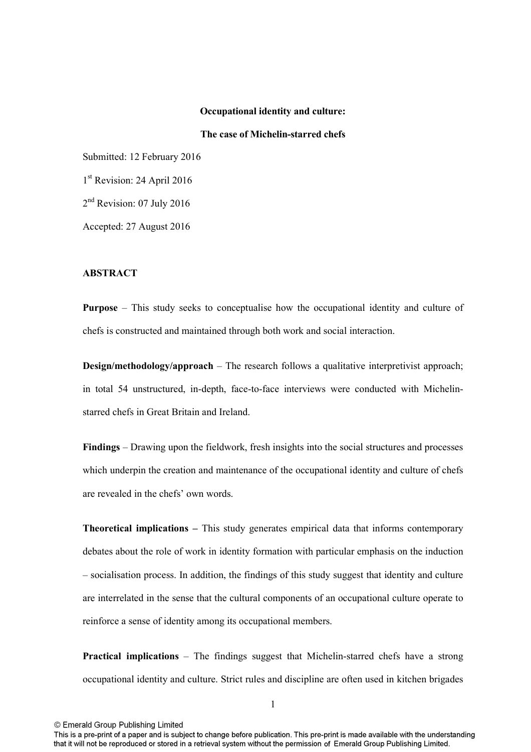**Occupational identity and culture:**

**The case of Michelin-starred chefs**

Submitted: 12 February 2016

1st Revision: 24 April 2016

2nd Revision: 07 July 2016

Accepted: 27 August 2016

**ABSTRACT**

**Purpose** – This study seeks to conceptualise how the occupational identity and culture of chefs is constructed and maintained through both work and social interaction.

**Design/methodology/approach** – The research follows a qualitative interpretivist approach; in total 54 unstructured, in-depth, face-to-face interviews were conducted with Michelin-starred chefs in Great Britain and Ireland.

**Findings** – Drawing upon the fieldwork, fresh insights into the social structures and processes which underpin the creation and maintenance of the occupational identity and culture of chefs are revealed in the chefs' own words.

**Theoretical implications –** This study generates empirical data that informs contemporary debates about the role of work in identity formation with particular emphasis on the induction – socialisation process. In addition, the findings of this study suggest that identity and culture are interrelated in the sense that the cultural components of an occupational culture operate to reinforce a sense of identity among its occupational members.

**Practical implications** – The findings suggest that Michelin-starred chefs have a strong occupational identity and culture. Strict rules and discipline are often used in kitchen brigades

© Emerald Group Publishing Limited

This is a pre-print of a paper and is subject to change before publication. This pre-print is made available with the understanding that it will not be reproduced or stored in a retrieval system without the permission of Emerald Group Publishing Limited.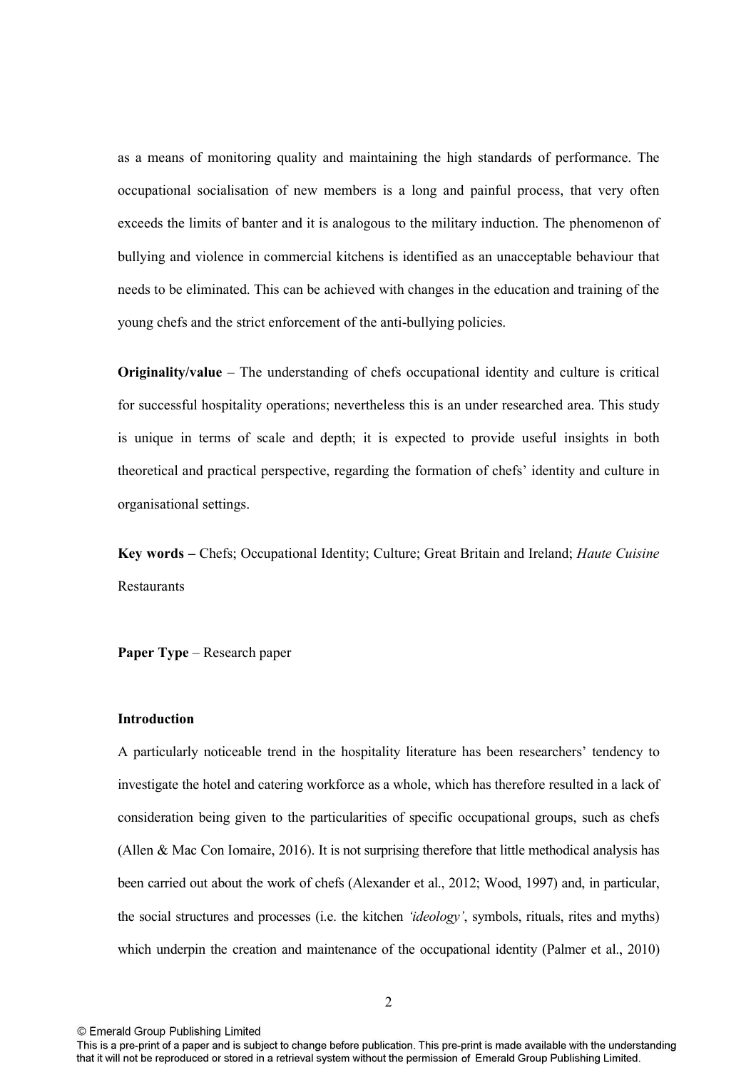as a means of monitoring quality and maintaining the high standards of performance. The occupational socialisation of new members is a long and painful process, that very often exceeds the limits of banter and it is analogous to the military induction. The phenomenon of bullying and violence in commercial kitchens is identified as an unacceptable behaviour that needs to be eliminated. This can be achieved with changes in the education and training of the young chefs and the strict enforcement of the anti-bullying policies.

**Originality/value** – The understanding of chefs occupational identity and culture is critical for successful hospitality operations; nevertheless this is an under researched area. This study is unique in terms of scale and depth; it is expected to provide useful insights in both theoretical and practical perspective, regarding the formation of chefs' identity and culture in organisational settings.

**Key words –** Chefs; Occupational Identity; Culture; Great Britain and Ireland; *Haute Cuisine* Restaurants

**Paper Type** – Research paper

## Introduction

A particularly noticeable trend in the hospitality literature has been researchers' tendency to investigate the hotel and catering workforce as a whole, which has therefore resulted in a lack of consideration being given to the particularities of specific occupational groups, such as chefs (Allen & Mac Con Iomaire, 2016). It is not surprising therefore that little methodical analysis has been carried out about the work of chefs (Alexander et al., 2012; Wood, 1997) and, in particular, the social structures and processes (i.e. the kitchen *'ideology'*, symbols, rituals, rites and myths) which underpin the creation and maintenance of the occupational identity (Palmer et al., 2010)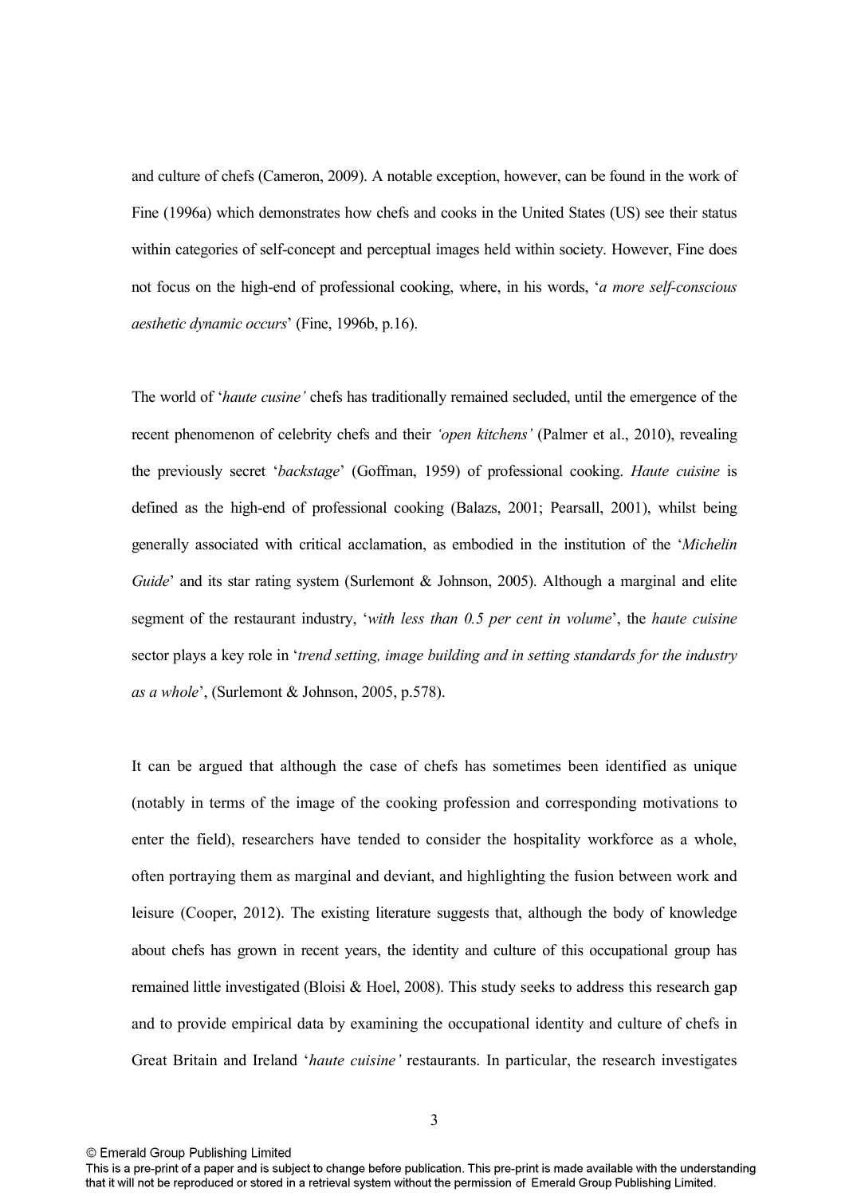and culture of chefs (Cameron, 2009). A notable exception, however, can be found in the work of Fine (1996a) which demonstrates how chefs and cooks in the United States (US) see their status within categories of self-concept and perceptual images held within society. However, Fine does not focus on the high-end of professional cooking, where, in his words, '*a more self-conscious aesthetic dynamic occurs*' (Fine, 1996b, p.16).

The world of '*haute cusine'* chefs has traditionally remained secluded, until the emergence of the recent phenomenon of celebrity chefs and their *'open kitchens'* (Palmer et al., 2010), revealing the previously secret '*backstage*' (Goffman, 1959) of professional cooking. *Haute cuisine* is defined as the high-end of professional cooking (Balazs, 2001; Pearsall, 2001), whilst being generally associated with critical acclamation, as embodied in the institution of the '*Michelin Guide*' and its star rating system (Surlemont & Johnson, 2005). Although a marginal and elite segment of the restaurant industry, '*with less than 0.5 per cent in volume*', the *haute cuisine* sector plays a key role in '*trend setting, image building and in setting standards for the industry as a whole*', (Surlemont & Johnson, 2005, p.578).

It can be argued that although the case of chefs has sometimes been identified as unique (notably in terms of the image of the cooking profession and corresponding motivations to enter the field), researchers have tended to consider the hospitality workforce as a whole, often portraying them as marginal and deviant, and highlighting the fusion between work and leisure (Cooper, 2012). The existing literature suggests that, although the body of knowledge about chefs has grown in recent years, the identity and culture of this occupational group has remained little investigated (Bloisi & Hoel, 2008). This study seeks to address this research gap and to provide empirical data by examining the occupational identity and culture of chefs in Great Britain and Ireland '*haute cuisine'* restaurants. In particular, the research investigates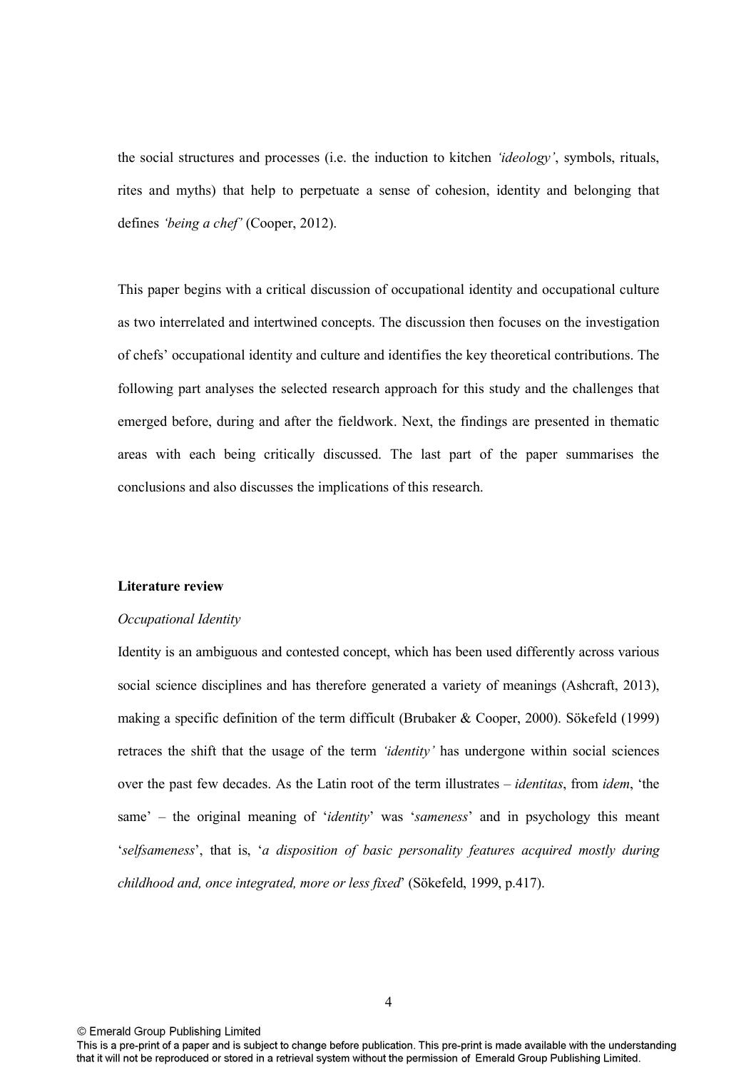the social structures and processes (i.e. the induction to kitchen *'ideology'*, symbols, rituals, rites and myths) that help to perpetuate a sense of cohesion, identity and belonging that defines *'being a chef'* (Cooper, 2012).

This paper begins with a critical discussion of occupational identity and occupational culture as two interrelated and intertwined concepts. The discussion then focuses on the investigation of chefs' occupational identity and culture and identifies the key theoretical contributions. The following part analyses the selected research approach for this study and the challenges that emerged before, during and after the fieldwork. Next, the findings are presented in thematic areas with each being critically discussed. The last part of the paper summarises the conclusions and also discusses the implications of this research.

**Literature review**

*Occupational Identity*

Identity is an ambiguous and contested concept, which has been used differently across various social science disciplines and has therefore generated a variety of meanings (Ashcraft, 2013), making a specific definition of the term difficult (Brubaker & Cooper, 2000). Sökefeld (1999) retraces the shift that the usage of the term *'identity'* has undergone within social sciences over the past few decades. As the Latin root of the term illustrates – *identitas*, from *idem*, 'the same' – the original meaning of '*identity*' was '*sameness*' and in psychology this meant '*selfsameness*', that is, '*a disposition of basic personality features acquired mostly during childhood and, once integrated, more or less fixed*' (Sökefeld, 1999, p.417).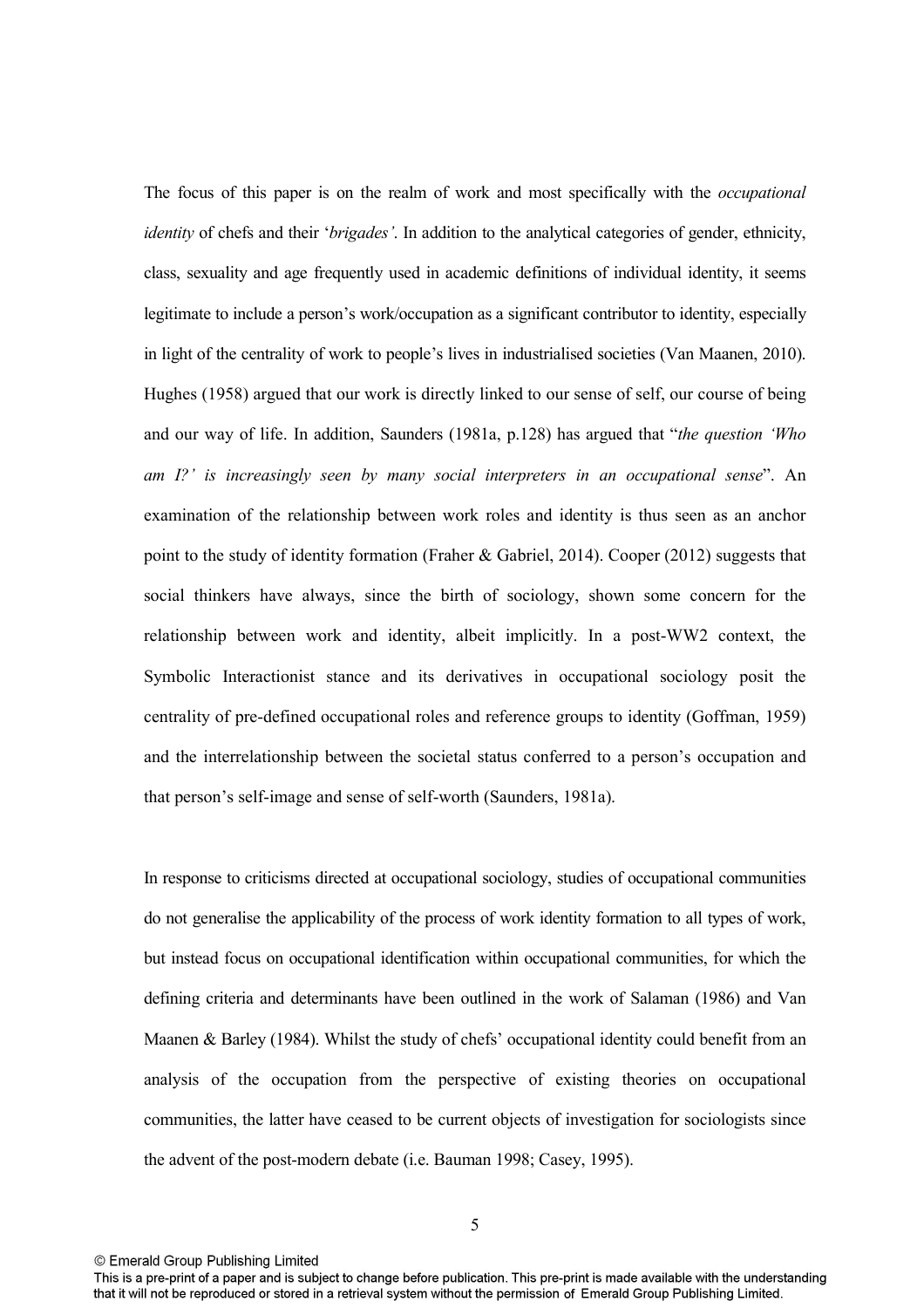The focus of this paper is on the realm of work and most specifically with the *occupational identity* of chefs and their '*brigades'*. In addition to the analytical categories of gender, ethnicity, class, sexuality and age frequently used in academic definitions of individual identity, it seems legitimate to include a person's work/occupation as a significant contributor to identity, especially in light of the centrality of work to people's lives in industrialised societies (Van Maanen, 2010). Hughes (1958) argued that our work is directly linked to our sense of self, our course of being and our way of life. In addition, Saunders (1981a, p.128) has argued that "*the question 'Who am I?' is increasingly seen by many social interpreters in an occupational sense*". An examination of the relationship between work roles and identity is thus seen as an anchor point to the study of identity formation (Fraher & Gabriel, 2014). Cooper (2012) suggests that social thinkers have always, since the birth of sociology, shown some concern for the relationship between work and identity, albeit implicitly. In a post-WW2 context, the Symbolic Interactionist stance and its derivatives in occupational sociology posit the centrality of pre-defined occupational roles and reference groups to identity (Goffman, 1959) and the interrelationship between the societal status conferred to a person's occupation and that person's self-image and sense of self-worth (Saunders, 1981a).

In response to criticisms directed at occupational sociology, studies of occupational communities do not generalise the applicability of the process of work identity formation to all types of work, but instead focus on occupational identification within occupational communities, for which the defining criteria and determinants have been outlined in the work of Salaman (1986) and Van Maanen & Barley (1984). Whilst the study of chefs' occupational identity could benefit from an analysis of the occupation from the perspective of existing theories on occupational communities, the latter have ceased to be current objects of investigation for sociologists since the advent of the post-modern debate (i.e. Bauman 1998; Casey, 1995).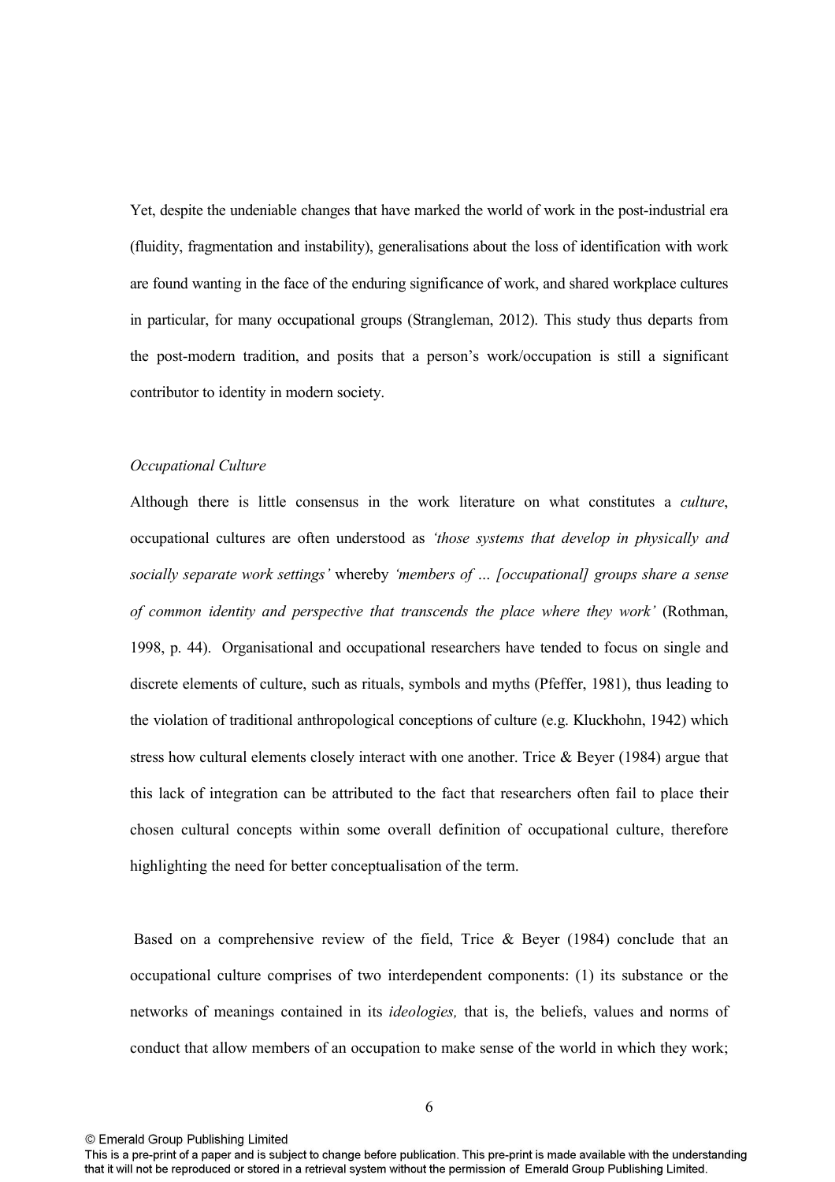Yet, despite the undeniable changes that have marked the world of work in the post-industrial era (fluidity, fragmentation and instability), generalisations about the loss of identification with work are found wanting in the face of the enduring significance of work, and shared workplace cultures in particular, for many occupational groups (Strangleman, 2012). This study thus departs from the post-modern tradition, and posits that a person's work/occupation is still a significant contributor to identity in modern society.

*Occupational Culture*

Although there is little consensus in the work literature on what constitutes a *culture*, occupational cultures are often understood as *'those systems that develop in physically and socially separate work settings'* whereby *'members of … [occupational] groups share a sense of common identity and perspective that transcends the place where they work'* (Rothman, 1998, p. 44). Organisational and occupational researchers have tended to focus on single and discrete elements of culture, such as rituals, symbols and myths (Pfeffer, 1981), thus leading to the violation of traditional anthropological conceptions of culture (e.g. Kluckhohn, 1942) which stress how cultural elements closely interact with one another. Trice & Beyer (1984) argue that this lack of integration can be attributed to the fact that researchers often fail to place their chosen cultural concepts within some overall definition of occupational culture, therefore highlighting the need for better conceptualisation of the term.

Based on a comprehensive review of the field, Trice & Beyer (1984) conclude that an occupational culture comprises of two interdependent components: (1) its substance or the networks of meanings contained in its *ideologies,* that is, the beliefs, values and norms of conduct that allow members of an occupation to make sense of the world in which they work;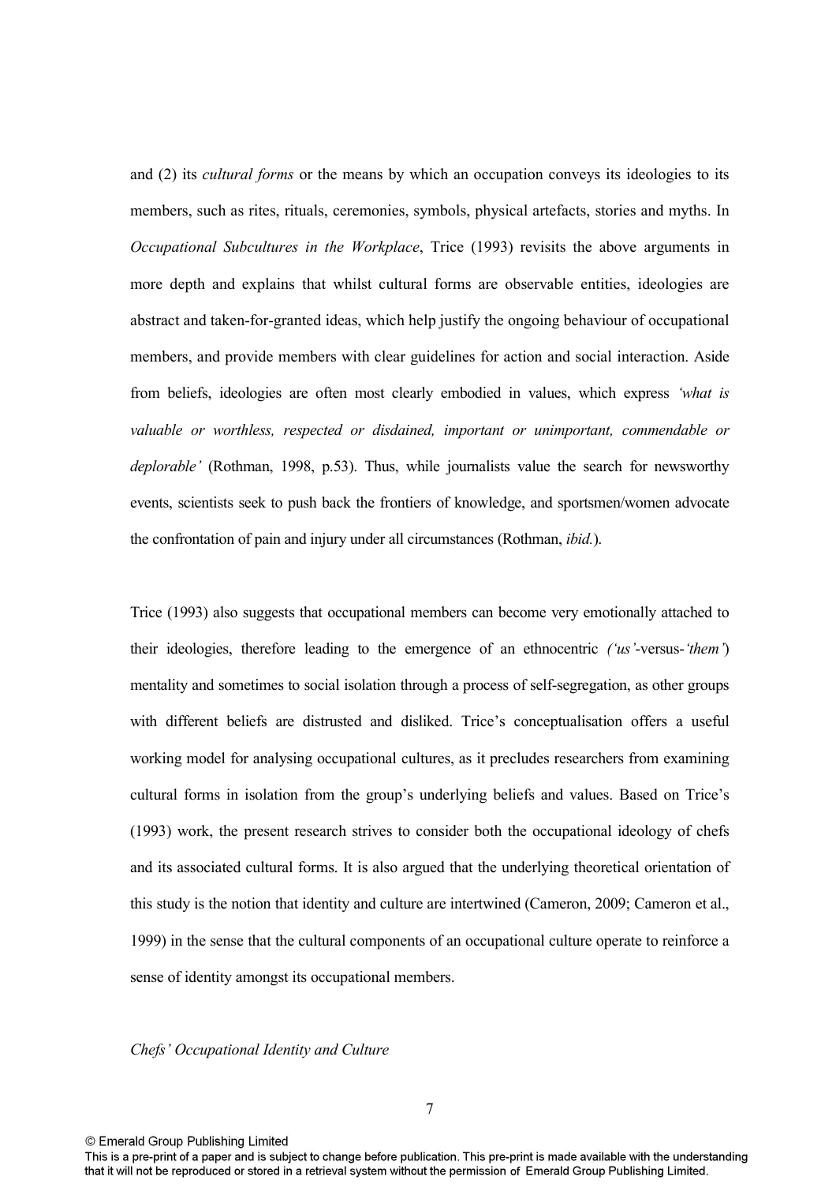and (2) its *cultural forms* or the means by which an occupation conveys its ideologies to its members, such as rites, rituals, ceremonies, symbols, physical artefacts, stories and myths. In *Occupational Subcultures in the Workplace*, Trice (1993) revisits the above arguments in more depth and explains that whilst cultural forms are observable entities, ideologies are abstract and taken-for-granted ideas, which help justify the ongoing behaviour of occupational members, and provide members with clear guidelines for action and social interaction. Aside from beliefs, ideologies are often most clearly embodied in values, which express *'what is valuable or worthless, respected or disdained, important or unimportant, commendable or deplorable'* (Rothman, 1998, p.53). Thus, while journalists value the search for newsworthy events, scientists seek to push back the frontiers of knowledge, and sportsmen/women advocate the confrontation of pain and injury under all circumstances (Rothman, *ibid.*).

Trice (1993) also suggests that occupational members can become very emotionally attached to their ideologies, therefore leading to the emergence of an ethnocentric *('us'*-versus-*'them'*) mentality and sometimes to social isolation through a process of self-segregation, as other groups with different beliefs are distrusted and disliked. Trice's conceptualisation offers a useful working model for analysing occupational cultures, as it precludes researchers from examining cultural forms in isolation from the group's underlying beliefs and values. Based on Trice's (1993) work, the present research strives to consider both the occupational ideology of chefs and its associated cultural forms. It is also argued that the underlying theoretical orientation of this study is the notion that identity and culture are intertwined (Cameron, 2009; Cameron et al., 1999) in the sense that the cultural components of an occupational culture operate to reinforce a sense of identity amongst its occupational members.

*Chefs' Occupational Identity and Culture*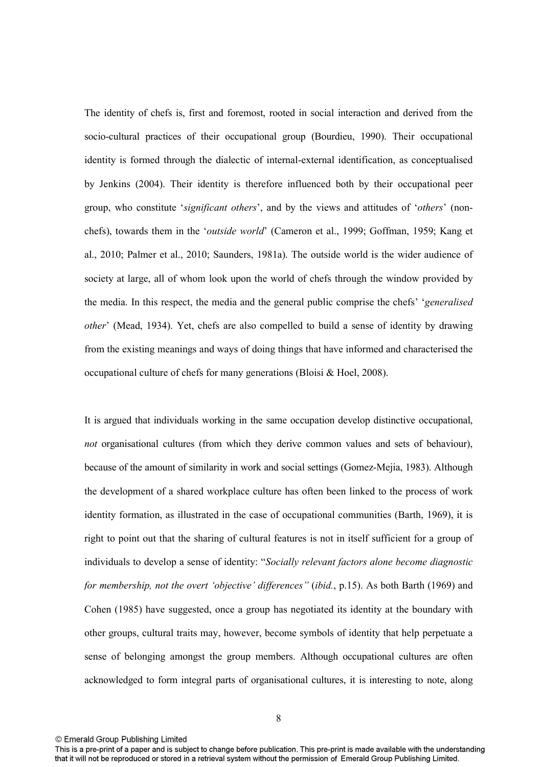The identity of chefs is, first and foremost, rooted in social interaction and derived from the socio-cultural practices of their occupational group (Bourdieu, 1990). Their occupational identity is formed through the dialectic of internal-external identification, as conceptualised by Jenkins (2004). Their identity is therefore influenced both by their occupational peer group, who constitute '*significant others*', and by the views and attitudes of '*others*' (non-chefs), towards them in the '*outside world*' (Cameron et al., 1999; Goffman, 1959; Kang et al., 2010; Palmer et al., 2010; Saunders, 1981a). The outside world is the wider audience of society at large, all of whom look upon the world of chefs through the window provided by the media. In this respect, the media and the general public comprise the chefs' '*generalised other*' (Mead, 1934). Yet, chefs are also compelled to build a sense of identity by drawing from the existing meanings and ways of doing things that have informed and characterised the occupational culture of chefs for many generations (Bloisi & Hoel, 2008).

It is argued that individuals working in the same occupation develop distinctive occupational, *not* organisational cultures (from which they derive common values and sets of behaviour), because of the amount of similarity in work and social settings (Gomez-Mejia, 1983). Although the development of a shared workplace culture has often been linked to the process of work identity formation, as illustrated in the case of occupational communities (Barth, 1969), it is right to point out that the sharing of cultural features is not in itself sufficient for a group of individuals to develop a sense of identity: "*Socially relevant factors alone become diagnostic for membership, not the overt 'objective' differences"* (*ibid.*, p.15). As both Barth (1969) and Cohen (1985) have suggested, once a group has negotiated its identity at the boundary with other groups, cultural traits may, however, become symbols of identity that help perpetuate a sense of belonging amongst the group members. Although occupational cultures are often acknowledged to form integral parts of organisational cultures, it is interesting to note, along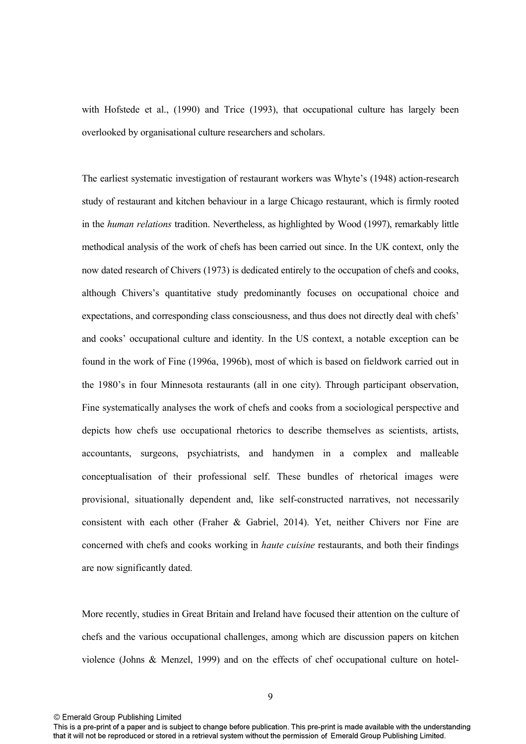with Hofstede et al., (1990) and Trice (1993), that occupational culture has largely been overlooked by organisational culture researchers and scholars.

The earliest systematic investigation of restaurant workers was Whyte's (1948) action-research study of restaurant and kitchen behaviour in a large Chicago restaurant, which is firmly rooted in the *human relations* tradition. Nevertheless, as highlighted by Wood (1997), remarkably little methodical analysis of the work of chefs has been carried out since. In the UK context, only the now dated research of Chivers (1973) is dedicated entirely to the occupation of chefs and cooks, although Chivers's quantitative study predominantly focuses on occupational choice and expectations, and corresponding class consciousness, and thus does not directly deal with chefs' and cooks' occupational culture and identity. In the US context, a notable exception can be found in the work of Fine (1996a, 1996b), most of which is based on fieldwork carried out in the 1980's in four Minnesota restaurants (all in one city). Through participant observation, Fine systematically analyses the work of chefs and cooks from a sociological perspective and depicts how chefs use occupational rhetorics to describe themselves as scientists, artists, accountants, surgeons, psychiatrists, and handymen in a complex and malleable conceptualisation of their professional self. These bundles of rhetorical images were provisional, situationally dependent and, like self-constructed narratives, not necessarily consistent with each other (Fraher & Gabriel, 2014). Yet, neither Chivers nor Fine are concerned with chefs and cooks working in *haute cuisine* restaurants, and both their findings are now significantly dated.

More recently, studies in Great Britain and Ireland have focused their attention on the culture of chefs and the various occupational challenges, among which are discussion papers on kitchen violence (Johns & Menzel, 1999) and on the effects of chef occupational culture on hotel-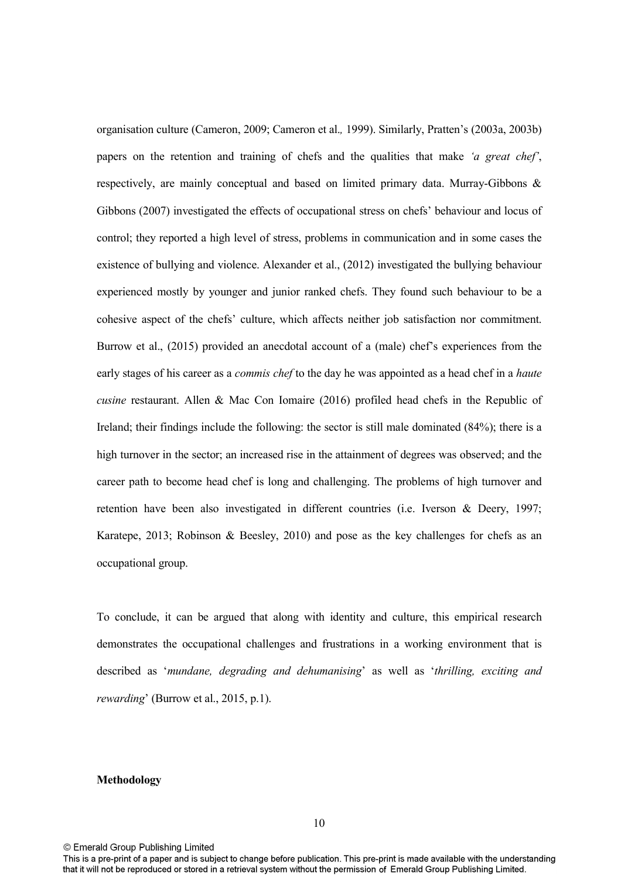organisation culture (Cameron, 2009; Cameron et al*.,* 1999). Similarly, Pratten's (2003a, 2003b) papers on the retention and training of chefs and the qualities that make *'a great chef'*, respectively, are mainly conceptual and based on limited primary data. Murray-Gibbons & Gibbons (2007) investigated the effects of occupational stress on chefs' behaviour and locus of control; they reported a high level of stress, problems in communication and in some cases the existence of bullying and violence. Alexander et al., (2012) investigated the bullying behaviour experienced mostly by younger and junior ranked chefs. They found such behaviour to be a cohesive aspect of the chefs' culture, which affects neither job satisfaction nor commitment. Burrow et al., (2015) provided an anecdotal account of a (male) chef's experiences from the early stages of his career as a *commis chef* to the day he was appointed as a head chef in a *haute cusine* restaurant. Allen & Mac Con Iomaire (2016) profiled head chefs in the Republic of Ireland; their findings include the following: the sector is still male dominated (84%); there is a high turnover in the sector; an increased rise in the attainment of degrees was observed; and the career path to become head chef is long and challenging. The problems of high turnover and retention have been also investigated in different countries (i.e. Iverson & Deery, 1997; Karatepe, 2013; Robinson & Beesley, 2010) and pose as the key challenges for chefs as an occupational group.

To conclude, it can be argued that along with identity and culture, this empirical research demonstrates the occupational challenges and frustrations in a working environment that is described as '*mundane, degrading and dehumanising*' as well as '*thrilling, exciting and rewarding*' (Burrow et al., 2015, p.1).

## Methodology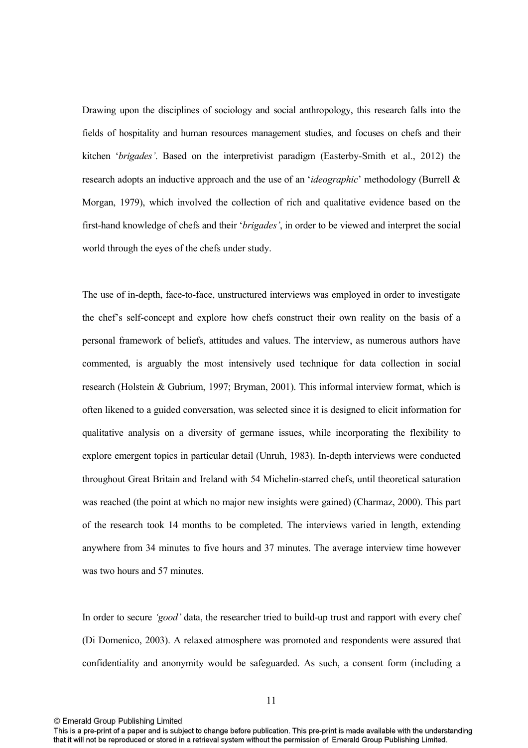Drawing upon the disciplines of sociology and social anthropology, this research falls into the fields of hospitality and human resources management studies, and focuses on chefs and their kitchen '*brigades'*. Based on the interpretivist paradigm (Easterby-Smith et al., 2012) the research adopts an inductive approach and the use of an '*ideographic*' methodology (Burrell & Morgan, 1979), which involved the collection of rich and qualitative evidence based on the first-hand knowledge of chefs and their '*brigades'*, in order to be viewed and interpret the social world through the eyes of the chefs under study.

The use of in-depth, face-to-face, unstructured interviews was employed in order to investigate the chef's self-concept and explore how chefs construct their own reality on the basis of a personal framework of beliefs, attitudes and values. The interview, as numerous authors have commented, is arguably the most intensively used technique for data collection in social research (Holstein & Gubrium, 1997; Bryman, 2001). This informal interview format, which is often likened to a guided conversation, was selected since it is designed to elicit information for qualitative analysis on a diversity of germane issues, while incorporating the flexibility to explore emergent topics in particular detail (Unruh, 1983). In-depth interviews were conducted throughout Great Britain and Ireland with 54 Michelin-starred chefs, until theoretical saturation was reached (the point at which no major new insights were gained) (Charmaz, 2000). This part of the research took 14 months to be completed. The interviews varied in length, extending anywhere from 34 minutes to five hours and 37 minutes. The average interview time however was two hours and 57 minutes.

In order to secure *'good'* data, the researcher tried to build-up trust and rapport with every chef (Di Domenico, 2003). A relaxed atmosphere was promoted and respondents were assured that confidentiality and anonymity would be safeguarded. As such, a consent form (including a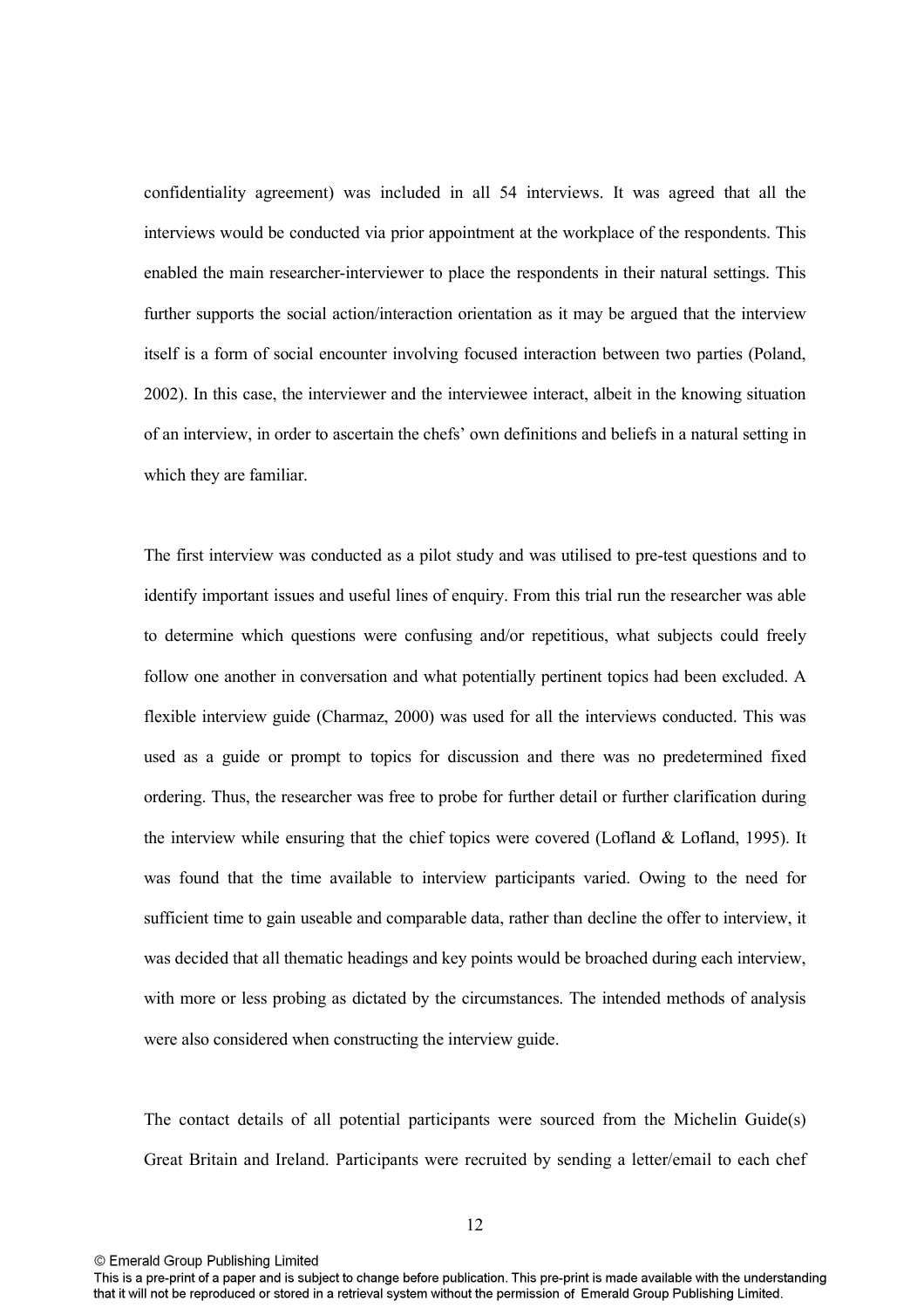confidentiality agreement) was included in all 54 interviews. It was agreed that all the interviews would be conducted via prior appointment at the workplace of the respondents. This enabled the main researcher-interviewer to place the respondents in their natural settings. This further supports the social action/interaction orientation as it may be argued that the interview itself is a form of social encounter involving focused interaction between two parties (Poland, 2002). In this case, the interviewer and the interviewee interact, albeit in the knowing situation of an interview, in order to ascertain the chefs' own definitions and beliefs in a natural setting in which they are familiar.

The first interview was conducted as a pilot study and was utilised to pre-test questions and to identify important issues and useful lines of enquiry. From this trial run the researcher was able to determine which questions were confusing and/or repetitious, what subjects could freely follow one another in conversation and what potentially pertinent topics had been excluded. A flexible interview guide (Charmaz, 2000) was used for all the interviews conducted. This was used as a guide or prompt to topics for discussion and there was no predetermined fixed ordering. Thus, the researcher was free to probe for further detail or further clarification during the interview while ensuring that the chief topics were covered (Lofland & Lofland, 1995). It was found that the time available to interview participants varied. Owing to the need for sufficient time to gain useable and comparable data, rather than decline the offer to interview, it was decided that all thematic headings and key points would be broached during each interview, with more or less probing as dictated by the circumstances. The intended methods of analysis were also considered when constructing the interview guide.

The contact details of all potential participants were sourced from the Michelin Guide(s) Great Britain and Ireland. Participants were recruited by sending a letter/email to each chef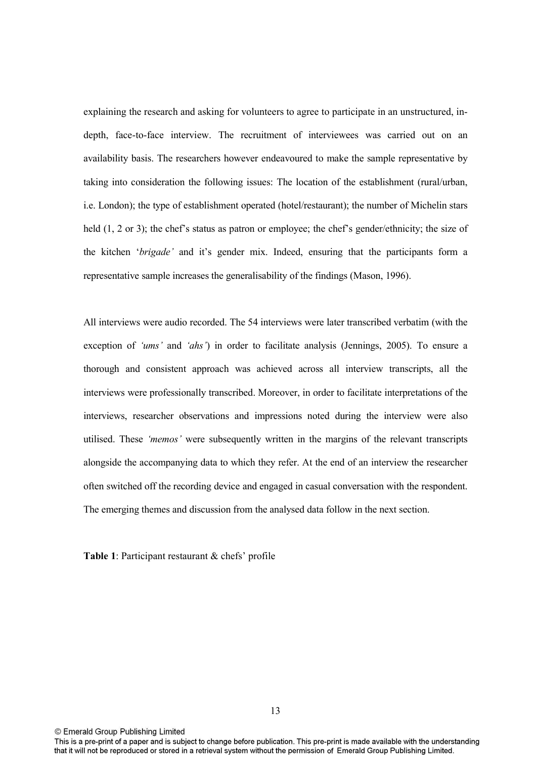explaining the research and asking for volunteers to agree to participate in an unstructured, in-depth, face-to-face interview. The recruitment of interviewees was carried out on an availability basis. The researchers however endeavoured to make the sample representative by taking into consideration the following issues: The location of the establishment (rural/urban, i.e. London); the type of establishment operated (hotel/restaurant); the number of Michelin stars held (1, 2 or 3); the chef's status as patron or employee; the chef's gender/ethnicity; the size of the kitchen '*brigade*' and it's gender mix. Indeed, ensuring that the participants form a representative sample increases the generalisability of the findings (Mason, 1996).

All interviews were audio recorded. The 54 interviews were later transcribed verbatim (with the exception of *'ums'* and *'ahs'*) in order to facilitate analysis (Jennings, 2005). To ensure a thorough and consistent approach was achieved across all interview transcripts, all the interviews were professionally transcribed. Moreover, in order to facilitate interpretations of the interviews, researcher observations and impressions noted during the interview were also utilised. These *'memos'* were subsequently written in the margins of the relevant transcripts alongside the accompanying data to which they refer. At the end of an interview the researcher often switched off the recording device and engaged in casual conversation with the respondent. The emerging themes and discussion from the analysed data follow in the next section.

**Table 1**: Participant restaurant & chefs' profile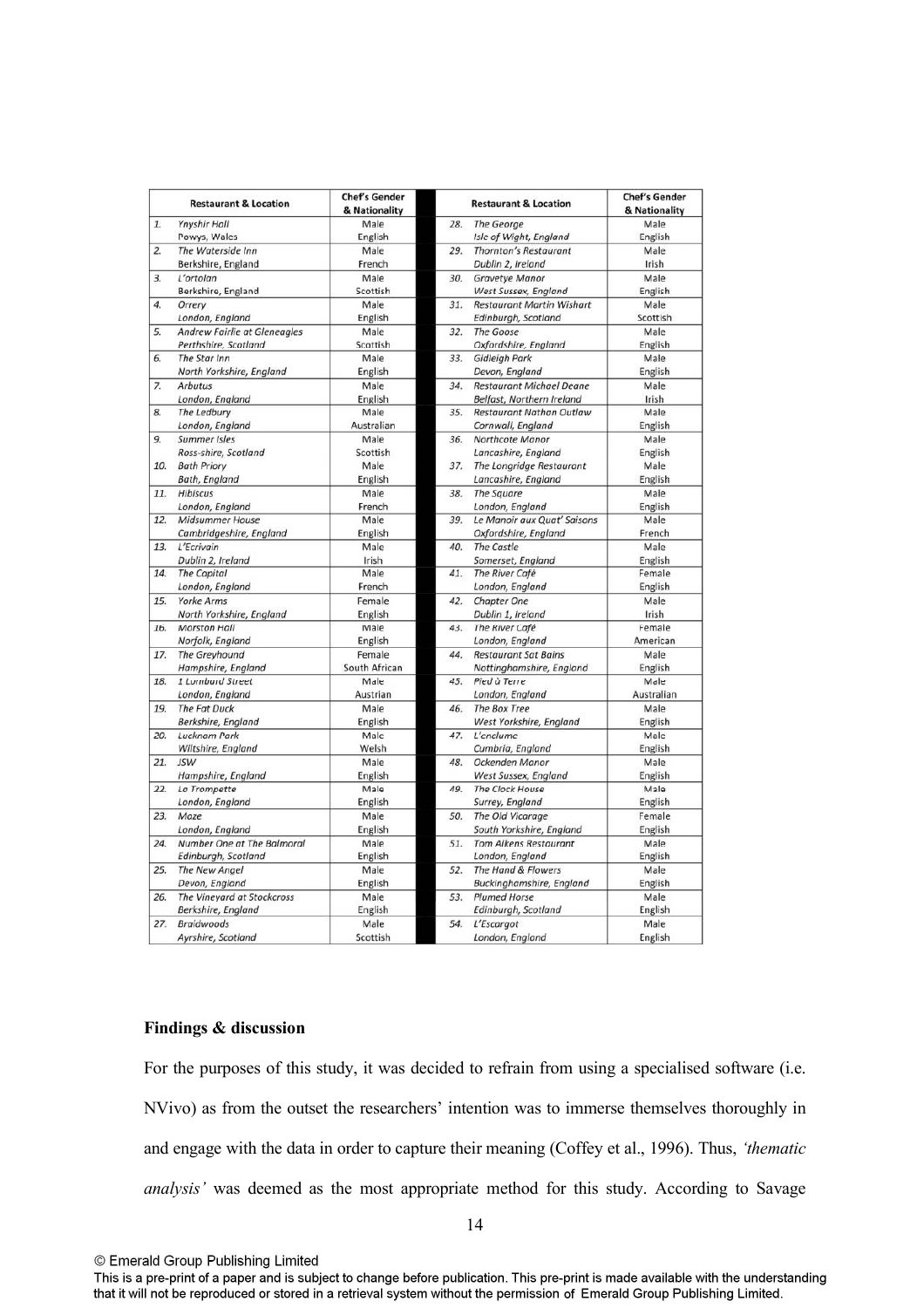| Restaurant & Location | Chef's Gender & Nationality | Restaurant & Location | Chef's Gender & Nationality |
|---|---|---|---|
| 1. *Ynyshir Hall* *Powys, Wales* | Male English | 28. *The George* *Isle of Wight, England* | Male English |
| 2. *The Waterside Inn* *Berkshire, England* | Male French | 29. *Thornton's Restaurant* *Dublin 2, Ireland* | Male Irish |
| 3. *L'ortolan* *Berkshire, England* | Male Scottish | 30. *Gravetye Manor* *West Sussex, England* | Male English |
| 4. *Orrery* *London, England* | Male English | 31. *Restaurant Martin Wishart* *Edinburgh, Scotland* | Male Scottish |
| 5. *Andrew Fairlie at Gleneagles* *Perthshire, Scotland* | Male Scottish | 32. *The Goose* *Oxfordshire, England* | Male English |
| 6. *The Star Inn* *North Yorkshire, England* | Male English | 33. *Gidleigh Park* *Devon, England* | Male English |
| 7. *Arbutus* *London, England* | Male English | 34. *Restaurant Michael Deane* *Belfast, Northern Ireland* | Male Irish |
| 8. *The Ledbury* *London, England* | Male Australian | 35. *Restaurant Nathan Outlaw* *Cornwall, England* | Male English |
| 9. *Summer Isles* *Ross-shire, Scotland* | Male Scottish | 36. *Northcote Manor* *Lancashire, England* | Male English |
| 10. *Bath Priory* *Bath, England* | Male English | 37. *The Longridge Restaurant* *Lancashire, England* | Male English |
| 11. *Hibiscus* *London, England* | Male French | 38. *The Square* *London, England* | Male English |
| 12. *Midsummer House* *Cambridgeshire, England* | Male English | 39. *Le Manoir aux Quat' Saisons* *Oxfordshire, England* | Male French |
| 13. *L'Ecrivain* *Dublin 2, Ireland* | Male Irish | 40. *The Castle* *Somerset, England* | Male English |
| 14. *The Capital* *London, England* | Male French | 41. *The River Café* *London, England* | Female English |
| 15. *Yorke Arms* *North Yorkshire, England* | Female English | 42. *Chapter One* *Dublin 1, Ireland* | Male Irish |
| 16. *Morston Hall* *Norfolk, England* | Male English | 43. *The River Café* *London, England* | Female American |
| 17. *The Greyhound* *Hampshire, England* | Female South African | 44. *Restaurant Sat Bains* *Nottinghamshire, England* | Male English |
| 18. *1 Lombard Street* *London, England* | Male Austrian | 45. *Pied à Terre* *London, England* | Male Australian |
| 19. *The Fat Duck* *Berkshire, England* | Male English | 46. *The Box Tree* *West Yorkshire, England* | Male English |
| 20. *Lucknam Park* *Wiltshire, England* | Male Welsh | 47. *L'enclume* *Cumbria, England* | Male English |
| 21. *JSW* *Hampshire, England* | Male English | 48. *Ockenden Manor* *West Sussex, England* | Male English |
| 22. *La Trompette* *London, England* | Male English | 49. *The Clock House* *Surrey, England* | Male English |
| 23. *Maze* *London, England* | Male English | 50. *The Old Vicarage* *South Yorkshire, England* | Female English |
| 24. *Number One at The Balmoral* *Edinburgh, Scotland* | Male English | 51. *Tom Aikens Restaurant* *London, England* | Male English |
| 25. *The New Angel* *Devon, England* | Male English | 52. *The Hand & Flowers* *Buckinghamshire, England* | Male English |
| 26. *The Vineyard at Stockcross* *Berkshire, England* | Male English | 53. *Plumed Horse* *Edinburgh, Scotland* | Male English |
| 27. *Braidwoods* *Ayrshire, Scotland* | Male Scottish | 54. *L'Escargot* *London, England* | Male English |

**Findings & discussion**

For the purposes of this study, it was decided to refrain from using a specialised software (i.e. NVivo) as from the outset the researchers' intention was to immerse themselves thoroughly in and engage with the data in order to capture their meaning (Coffey et al., 1996). Thus, *'thematic analysis'* was deemed as the most appropriate method for this study. According to Savage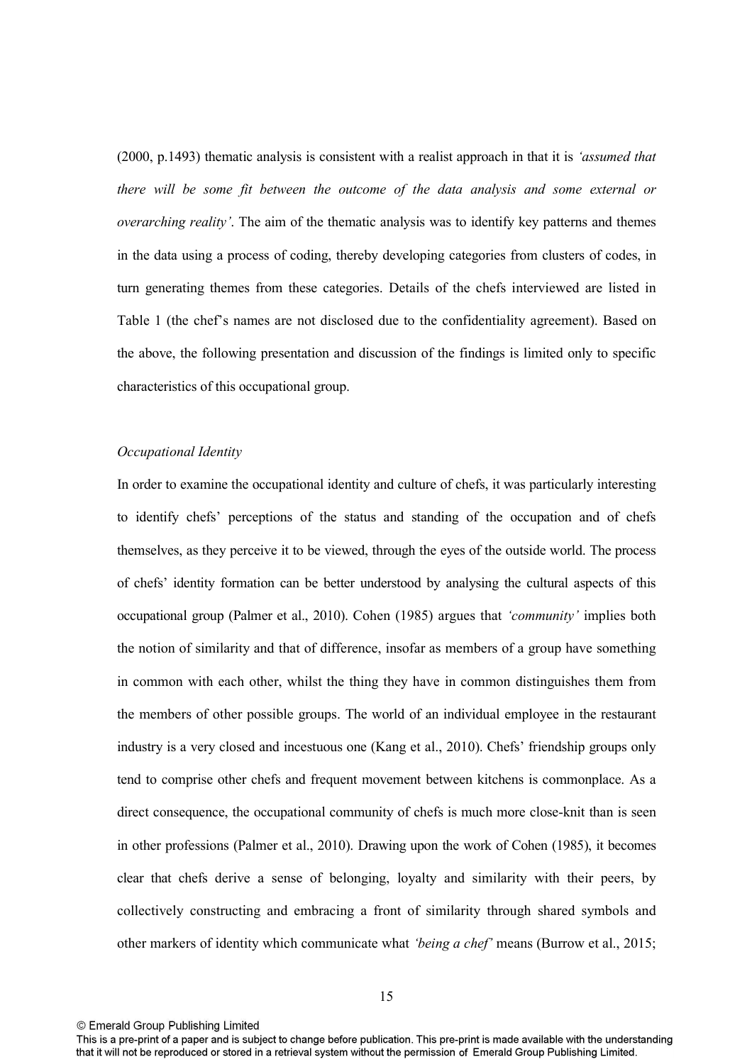(2000, p.1493) thematic analysis is consistent with a realist approach in that it is *'assumed that there will be some fit between the outcome of the data analysis and some external or overarching reality'*. The aim of the thematic analysis was to identify key patterns and themes in the data using a process of coding, thereby developing categories from clusters of codes, in turn generating themes from these categories. Details of the chefs interviewed are listed in Table 1 (the chef's names are not disclosed due to the confidentiality agreement). Based on the above, the following presentation and discussion of the findings is limited only to specific characteristics of this occupational group.

*Occupational Identity*

In order to examine the occupational identity and culture of chefs, it was particularly interesting to identify chefs' perceptions of the status and standing of the occupation and of chefs themselves, as they perceive it to be viewed, through the eyes of the outside world. The process of chefs' identity formation can be better understood by analysing the cultural aspects of this occupational group (Palmer et al., 2010). Cohen (1985) argues that *'community'* implies both the notion of similarity and that of difference, insofar as members of a group have something in common with each other, whilst the thing they have in common distinguishes them from the members of other possible groups. The world of an individual employee in the restaurant industry is a very closed and incestuous one (Kang et al., 2010). Chefs' friendship groups only tend to comprise other chefs and frequent movement between kitchens is commonplace. As a direct consequence, the occupational community of chefs is much more close-knit than is seen in other professions (Palmer et al., 2010). Drawing upon the work of Cohen (1985), it becomes clear that chefs derive a sense of belonging, loyalty and similarity with their peers, by collectively constructing and embracing a front of similarity through shared symbols and other markers of identity which communicate what *'being a chef'* means (Burrow et al., 2015;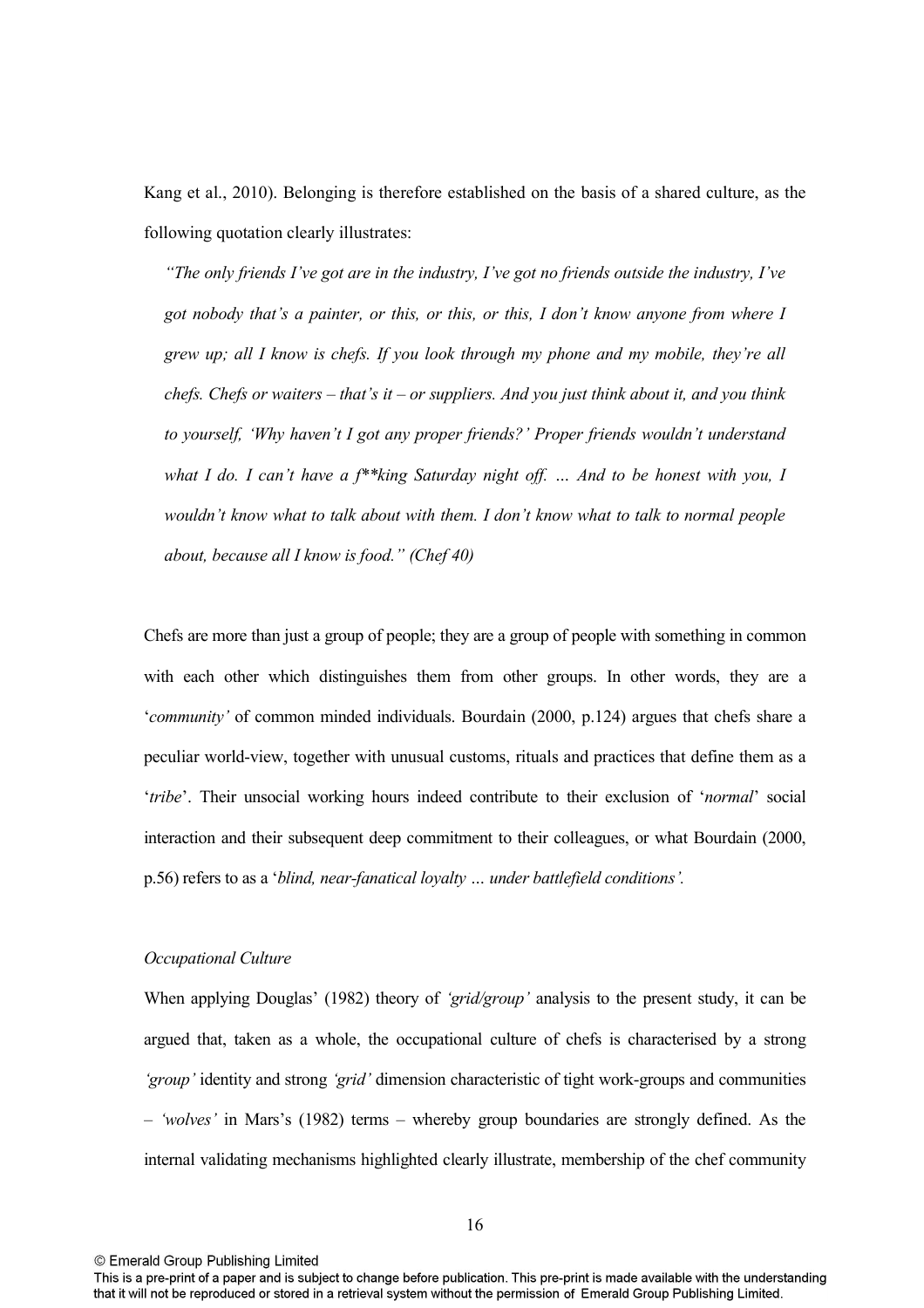Kang et al., 2010). Belonging is therefore established on the basis of a shared culture, as the following quotation clearly illustrates:

> *"The only friends I've got are in the industry, I've got no friends outside the industry, I've got nobody that's a painter, or this, or this, or this, I don't know anyone from where I grew up; all I know is chefs. If you look through my phone and my mobile, they're all chefs. Chefs or waiters – that's it – or suppliers. And you just think about it, and you think to yourself, 'Why haven't I got any proper friends?' Proper friends wouldn't understand what I do. I can't have a f\*\*king Saturday night off. … And to be honest with you, I wouldn't know what to talk about with them. I don't know what to talk to normal people about, because all I know is food." (Chef 40)*

Chefs are more than just a group of people; they are a group of people with something in common with each other which distinguishes them from other groups. In other words, they are a '*community'* of common minded individuals. Bourdain (2000, p.124) argues that chefs share a peculiar world-view, together with unusual customs, rituals and practices that define them as a '*tribe*'. Their unsocial working hours indeed contribute to their exclusion of '*normal*' social interaction and their subsequent deep commitment to their colleagues, or what Bourdain (2000, p.56) refers to as a '*blind, near-fanatical loyalty … under battlefield conditions'.*

*Occupational Culture*

When applying Douglas' (1982) theory of *'grid/group'* analysis to the present study, it can be argued that, taken as a whole, the occupational culture of chefs is characterised by a strong *'group'* identity and strong *'grid'* dimension characteristic of tight work-groups and communities – *'wolves'* in Mars's (1982) terms – whereby group boundaries are strongly defined. As the internal validating mechanisms highlighted clearly illustrate, membership of the chef community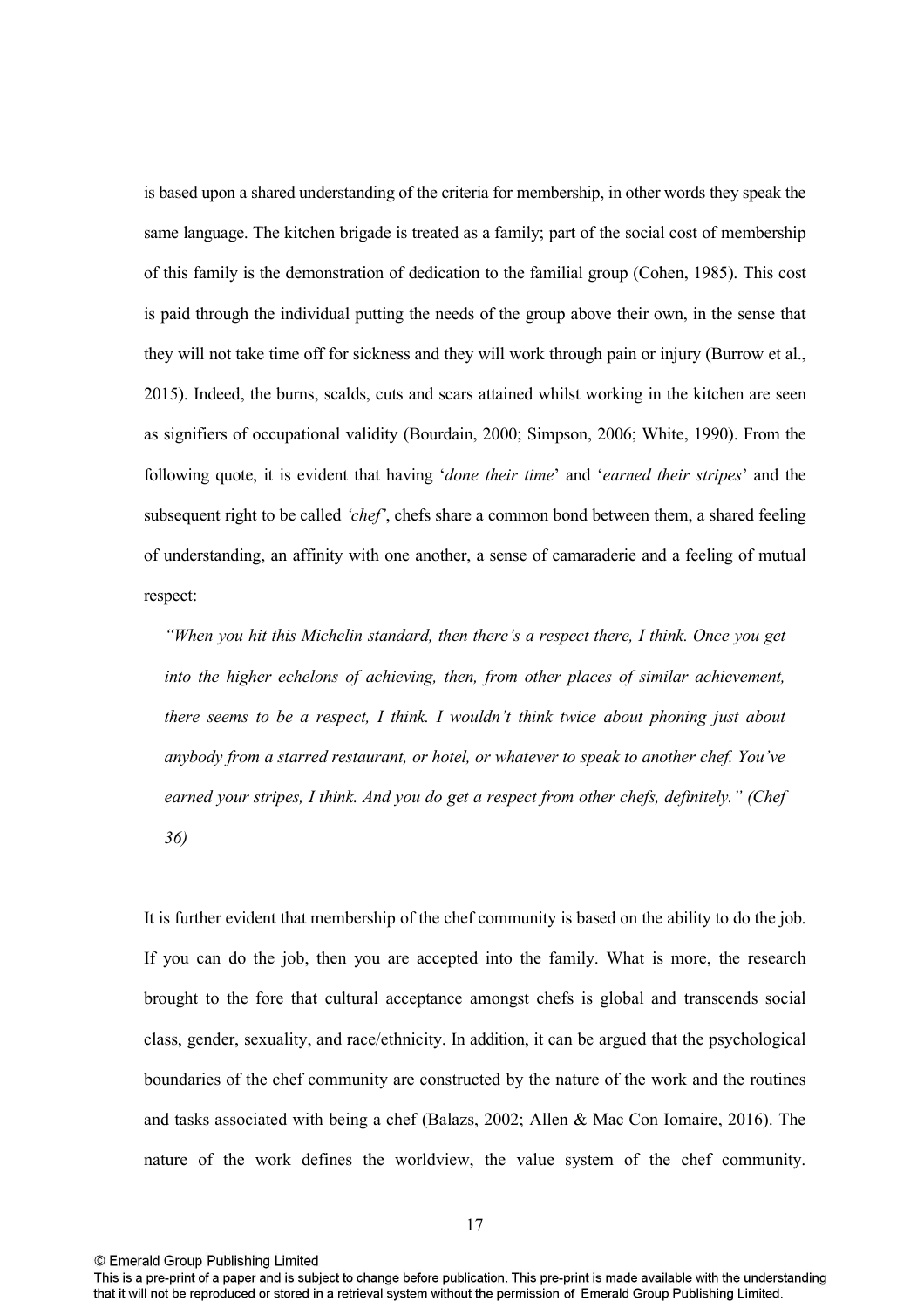is based upon a shared understanding of the criteria for membership, in other words they speak the same language. The kitchen brigade is treated as a family; part of the social cost of membership of this family is the demonstration of dedication to the familial group (Cohen, 1985). This cost is paid through the individual putting the needs of the group above their own, in the sense that they will not take time off for sickness and they will work through pain or injury (Burrow et al., 2015). Indeed, the burns, scalds, cuts and scars attained whilst working in the kitchen are seen as signifiers of occupational validity (Bourdain, 2000; Simpson, 2006; White, 1990). From the following quote, it is evident that having '*done their time*' and '*earned their stripes*' and the subsequent right to be called *'chef'*, chefs share a common bond between them, a shared feeling of understanding, an affinity with one another, a sense of camaraderie and a feeling of mutual respect:

> *"When you hit this Michelin standard, then there's a respect there, I think. Once you get into the higher echelons of achieving, then, from other places of similar achievement, there seems to be a respect, I think. I wouldn't think twice about phoning just about anybody from a starred restaurant, or hotel, or whatever to speak to another chef. You've earned your stripes, I think. And you do get a respect from other chefs, definitely." (Chef 36)*

It is further evident that membership of the chef community is based on the ability to do the job. If you can do the job, then you are accepted into the family. What is more, the research brought to the fore that cultural acceptance amongst chefs is global and transcends social class, gender, sexuality, and race/ethnicity. In addition, it can be argued that the psychological boundaries of the chef community are constructed by the nature of the work and the routines and tasks associated with being a chef (Balazs, 2002; Allen & Mac Con Iomaire, 2016). The nature of the work defines the worldview, the value system of the chef community.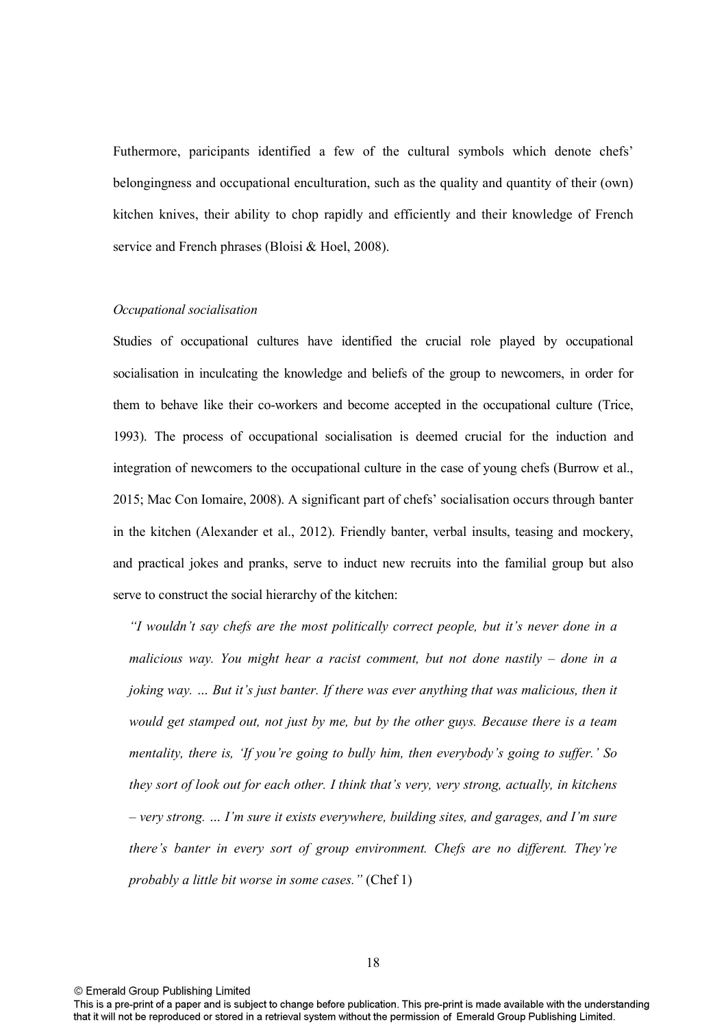Futhermore, paricipants identified a few of the cultural symbols which denote chefs' belongingness and occupational enculturation, such as the quality and quantity of their (own) kitchen knives, their ability to chop rapidly and efficiently and their knowledge of French service and French phrases (Bloisi & Hoel, 2008).

*Occupational socialisation*

Studies of occupational cultures have identified the crucial role played by occupational socialisation in inculcating the knowledge and beliefs of the group to newcomers, in order for them to behave like their co-workers and become accepted in the occupational culture (Trice, 1993). The process of occupational socialisation is deemed crucial for the induction and integration of newcomers to the occupational culture in the case of young chefs (Burrow et al., 2015; Mac Con Iomaire, 2008). A significant part of chefs' socialisation occurs through banter in the kitchen (Alexander et al., 2012). Friendly banter, verbal insults, teasing and mockery, and practical jokes and pranks, serve to induct new recruits into the familial group but also serve to construct the social hierarchy of the kitchen:

> *"I wouldn't say chefs are the most politically correct people, but it's never done in a malicious way. You might hear a racist comment, but not done nastily – done in a joking way. … But it's just banter. If there was ever anything that was malicious, then it would get stamped out, not just by me, but by the other guys. Because there is a team mentality, there is, 'If you're going to bully him, then everybody's going to suffer.' So they sort of look out for each other. I think that's very, very strong, actually, in kitchens – very strong. … I'm sure it exists everywhere, building sites, and garages, and I'm sure there's banter in every sort of group environment. Chefs are no different. They're probably a little bit worse in some cases."* (Chef 1)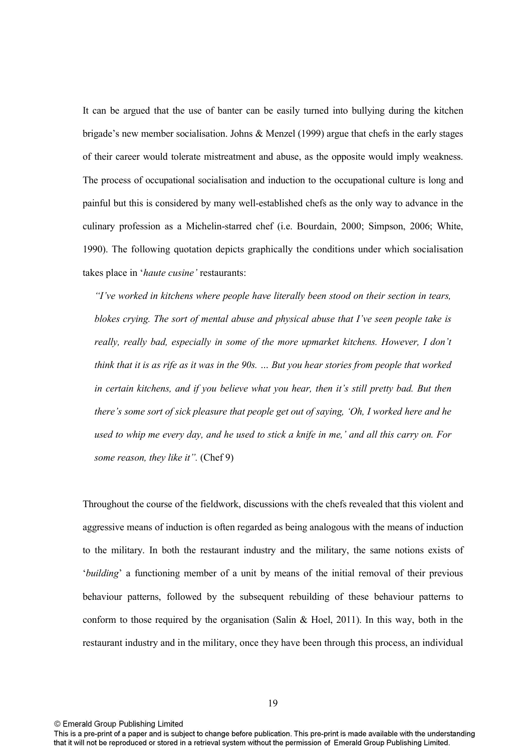It can be argued that the use of banter can be easily turned into bullying during the kitchen brigade's new member socialisation. Johns & Menzel (1999) argue that chefs in the early stages of their career would tolerate mistreatment and abuse, as the opposite would imply weakness. The process of occupational socialisation and induction to the occupational culture is long and painful but this is considered by many well-established chefs as the only way to advance in the culinary profession as a Michelin-starred chef (i.e. Bourdain, 2000; Simpson, 2006; White, 1990). The following quotation depicts graphically the conditions under which socialisation takes place in '*haute cusine'* restaurants:

> *"I've worked in kitchens where people have literally been stood on their section in tears, blokes crying. The sort of mental abuse and physical abuse that I've seen people take is really, really bad, especially in some of the more upmarket kitchens. However, I don't think that it is as rife as it was in the 90s. … But you hear stories from people that worked in certain kitchens, and if you believe what you hear, then it's still pretty bad. But then there's some sort of sick pleasure that people get out of saying, 'Oh, I worked here and he used to whip me every day, and he used to stick a knife in me,' and all this carry on. For some reason, they like it".* (Chef 9)

Throughout the course of the fieldwork, discussions with the chefs revealed that this violent and aggressive means of induction is often regarded as being analogous with the means of induction to the military. In both the restaurant industry and the military, the same notions exists of '*building*' a functioning member of a unit by means of the initial removal of their previous behaviour patterns, followed by the subsequent rebuilding of these behaviour patterns to conform to those required by the organisation (Salin & Hoel, 2011). In this way, both in the restaurant industry and in the military, once they have been through this process, an individual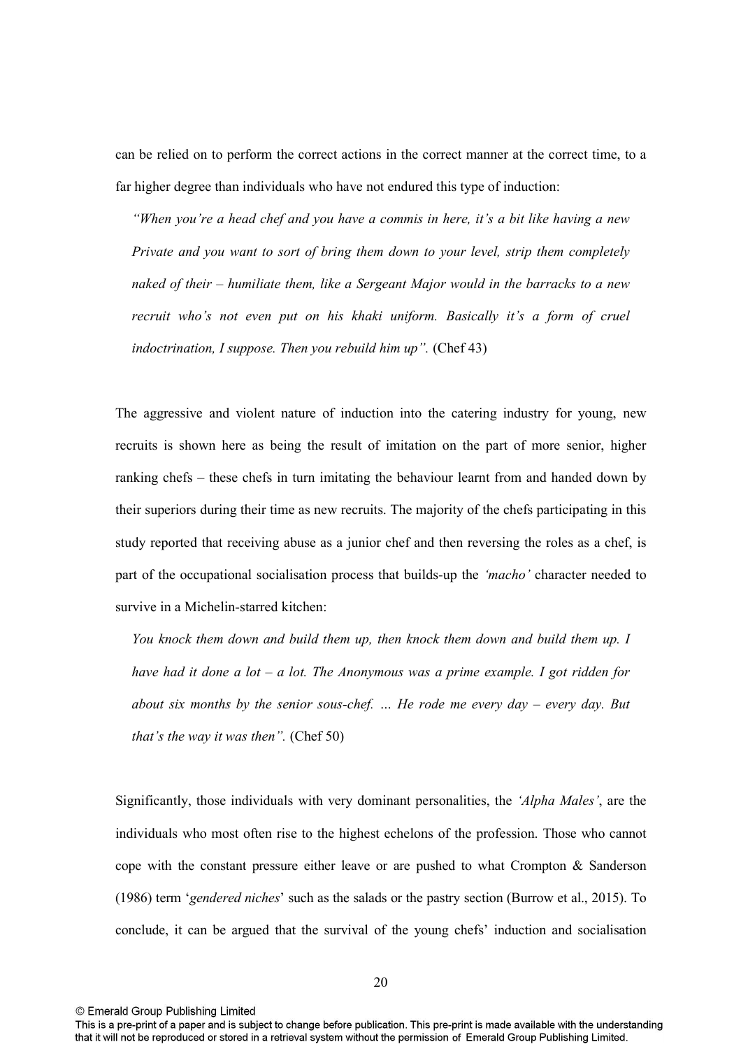can be relied on to perform the correct actions in the correct manner at the correct time, to a far higher degree than individuals who have not endured this type of induction:

> *"When you're a head chef and you have a commis in here, it's a bit like having a new Private and you want to sort of bring them down to your level, strip them completely naked of their – humiliate them, like a Sergeant Major would in the barracks to a new recruit who's not even put on his khaki uniform. Basically it's a form of cruel indoctrination, I suppose. Then you rebuild him up".* (Chef 43)

The aggressive and violent nature of induction into the catering industry for young, new recruits is shown here as being the result of imitation on the part of more senior, higher ranking chefs – these chefs in turn imitating the behaviour learnt from and handed down by their superiors during their time as new recruits. The majority of the chefs participating in this study reported that receiving abuse as a junior chef and then reversing the roles as a chef, is part of the occupational socialisation process that builds-up the *'macho'* character needed to survive in a Michelin-starred kitchen:

> *You knock them down and build them up, then knock them down and build them up. I have had it done a lot – a lot. The Anonymous was a prime example. I got ridden for about six months by the senior sous-chef. … He rode me every day – every day. But that's the way it was then".* (Chef 50)

Significantly, those individuals with very dominant personalities, the *'Alpha Males'*, are the individuals who most often rise to the highest echelons of the profession. Those who cannot cope with the constant pressure either leave or are pushed to what Crompton & Sanderson (1986) term '*gendered niches*' such as the salads or the pastry section (Burrow et al., 2015). To conclude, it can be argued that the survival of the young chefs' induction and socialisation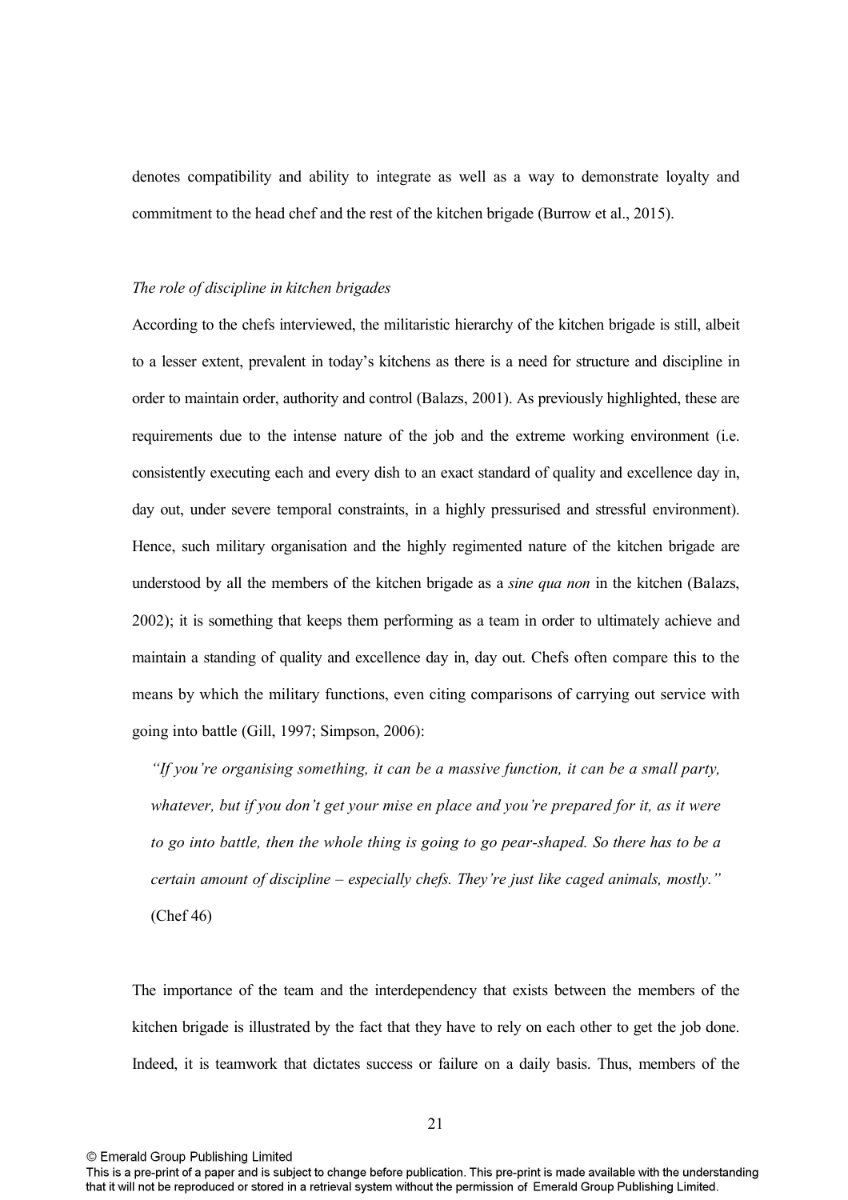denotes compatibility and ability to integrate as well as a way to demonstrate loyalty and commitment to the head chef and the rest of the kitchen brigade (Burrow et al., 2015).

*The role of discipline in kitchen brigades*

According to the chefs interviewed, the militaristic hierarchy of the kitchen brigade is still, albeit to a lesser extent, prevalent in today's kitchens as there is a need for structure and discipline in order to maintain order, authority and control (Balazs, 2001). As previously highlighted, these are requirements due to the intense nature of the job and the extreme working environment (i.e. consistently executing each and every dish to an exact standard of quality and excellence day in, day out, under severe temporal constraints, in a highly pressurised and stressful environment). Hence, such military organisation and the highly regimented nature of the kitchen brigade are understood by all the members of the kitchen brigade as a *sine qua non* in the kitchen (Balazs, 2002); it is something that keeps them performing as a team in order to ultimately achieve and maintain a standing of quality and excellence day in, day out. Chefs often compare this to the means by which the military functions, even citing comparisons of carrying out service with going into battle (Gill, 1997; Simpson, 2006):

> *"If you're organising something, it can be a massive function, it can be a small party, whatever, but if you don't get your mise en place and you're prepared for it, as it were to go into battle, then the whole thing is going to go pear-shaped. So there has to be a certain amount of discipline – especially chefs. They're just like caged animals, mostly."* (Chef 46)

The importance of the team and the interdependency that exists between the members of the kitchen brigade is illustrated by the fact that they have to rely on each other to get the job done. Indeed, it is teamwork that dictates success or failure on a daily basis. Thus, members of the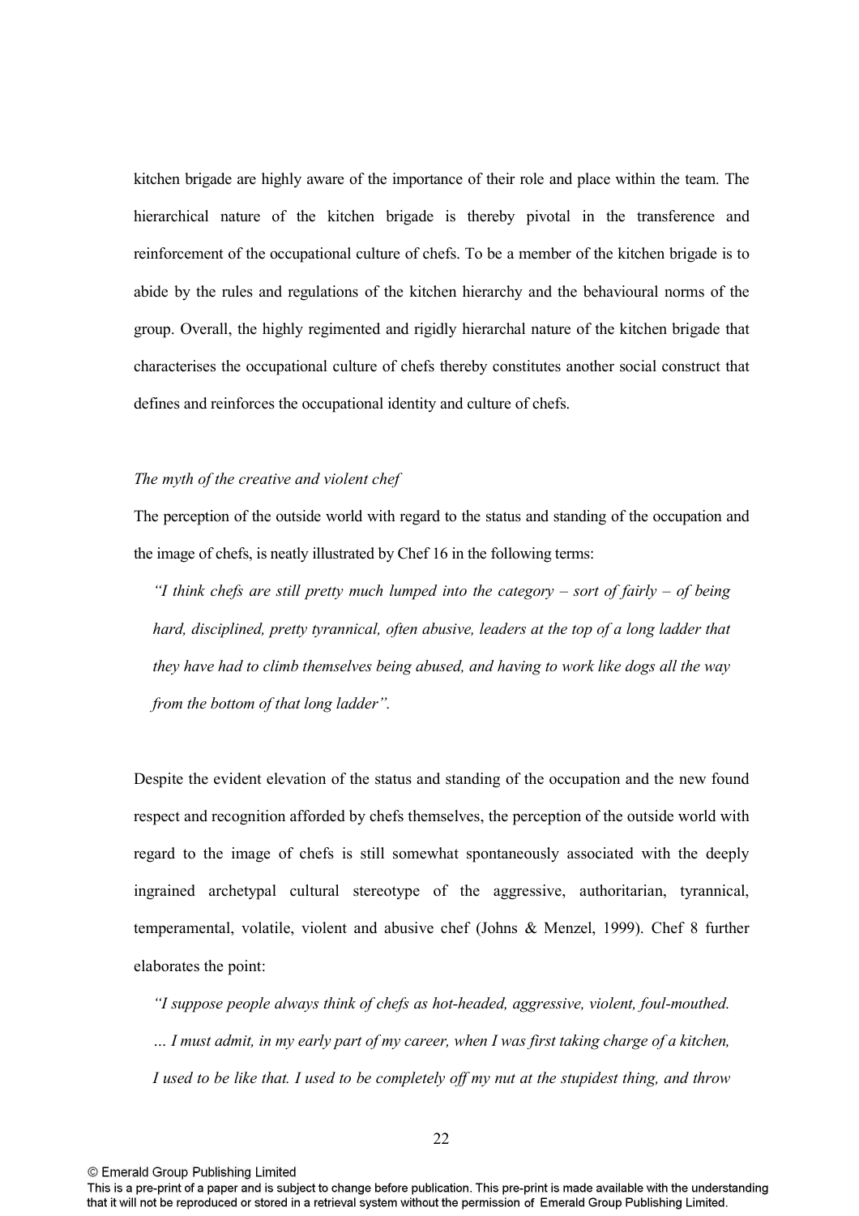kitchen brigade are highly aware of the importance of their role and place within the team. The hierarchical nature of the kitchen brigade is thereby pivotal in the transference and reinforcement of the occupational culture of chefs. To be a member of the kitchen brigade is to abide by the rules and regulations of the kitchen hierarchy and the behavioural norms of the group. Overall, the highly regimented and rigidly hierarchal nature of the kitchen brigade that characterises the occupational culture of chefs thereby constitutes another social construct that defines and reinforces the occupational identity and culture of chefs.

*The myth of the creative and violent chef*

The perception of the outside world with regard to the status and standing of the occupation and the image of chefs, is neatly illustrated by Chef 16 in the following terms:

> *"I think chefs are still pretty much lumped into the category – sort of fairly – of being hard, disciplined, pretty tyrannical, often abusive, leaders at the top of a long ladder that they have had to climb themselves being abused, and having to work like dogs all the way from the bottom of that long ladder".*

Despite the evident elevation of the status and standing of the occupation and the new found respect and recognition afforded by chefs themselves, the perception of the outside world with regard to the image of chefs is still somewhat spontaneously associated with the deeply ingrained archetypal cultural stereotype of the aggressive, authoritarian, tyrannical, temperamental, volatile, violent and abusive chef (Johns & Menzel, 1999). Chef 8 further elaborates the point:

> *"I suppose people always think of chefs as hot-headed, aggressive, violent, foul-mouthed. … I must admit, in my early part of my career, when I was first taking charge of a kitchen, I used to be like that. I used to be completely off my nut at the stupidest thing, and throw*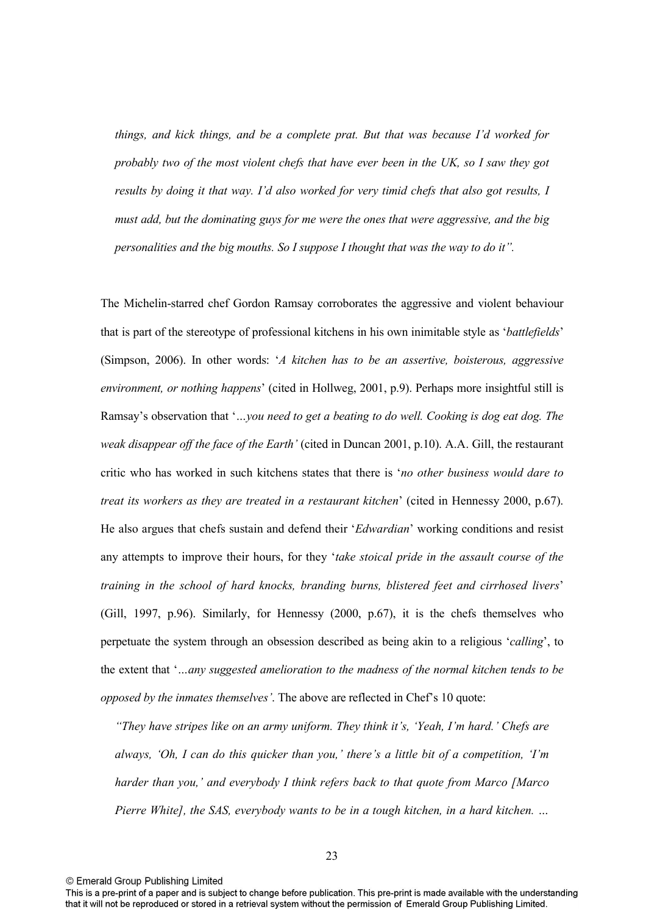*things, and kick things, and be a complete prat. But that was because I'd worked for probably two of the most violent chefs that have ever been in the UK, so I saw they got results by doing it that way. I'd also worked for very timid chefs that also got results, I must add, but the dominating guys for me were the ones that were aggressive, and the big personalities and the big mouths. So I suppose I thought that was the way to do it".*

The Michelin-starred chef Gordon Ramsay corroborates the aggressive and violent behaviour that is part of the stereotype of professional kitchens in his own inimitable style as '*battlefields*' (Simpson, 2006). In other words: '*A kitchen has to be an assertive, boisterous, aggressive environment, or nothing happens*' (cited in Hollweg, 2001, p.9). Perhaps more insightful still is Ramsay's observation that '*…you need to get a beating to do well. Cooking is dog eat dog. The weak disappear off the face of the Earth'* (cited in Duncan 2001, p.10). A.A. Gill, the restaurant critic who has worked in such kitchens states that there is '*no other business would dare to treat its workers as they are treated in a restaurant kitchen*' (cited in Hennessy 2000, p.67). He also argues that chefs sustain and defend their '*Edwardian*' working conditions and resist any attempts to improve their hours, for they '*take stoical pride in the assault course of the training in the school of hard knocks, branding burns, blistered feet and cirrhosed livers*' (Gill, 1997, p.96). Similarly, for Hennessy (2000, p.67), it is the chefs themselves who perpetuate the system through an obsession described as being akin to a religious '*calling*', to the extent that '*…any suggested amelioration to the madness of the normal kitchen tends to be opposed by the inmates themselves'*. The above are reflected in Chef's 10 quote:

*"They have stripes like on an army uniform. They think it's, 'Yeah, I'm hard.' Chefs are always, 'Oh, I can do this quicker than you,' there's a little bit of a competition, 'I'm harder than you,' and everybody I think refers back to that quote from Marco [Marco Pierre White], the SAS, everybody wants to be in a tough kitchen, in a hard kitchen. …*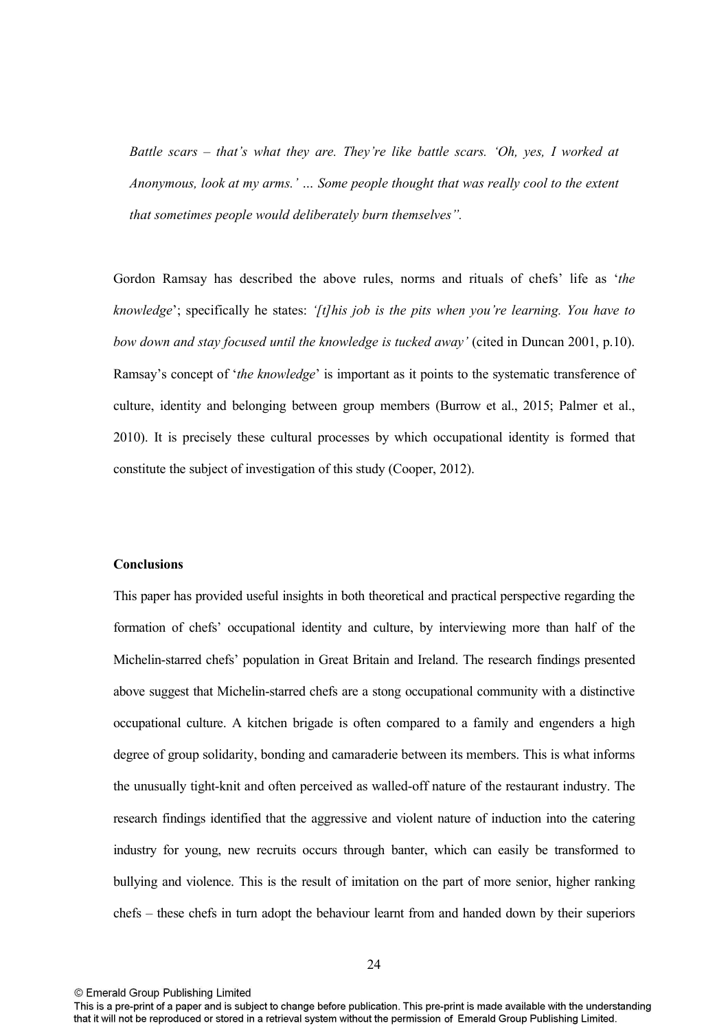*Battle scars – that's what they are. They're like battle scars. 'Oh, yes, I worked at Anonymous, look at my arms.' … Some people thought that was really cool to the extent that sometimes people would deliberately burn themselves".*

Gordon Ramsay has described the above rules, norms and rituals of chefs' life as '*the knowledge*'; specifically he states: *'[t]his job is the pits when you're learning. You have to bow down and stay focused until the knowledge is tucked away'* (cited in Duncan 2001, p.10). Ramsay's concept of '*the knowledge*' is important as it points to the systematic transference of culture, identity and belonging between group members (Burrow et al., 2015; Palmer et al., 2010). It is precisely these cultural processes by which occupational identity is formed that constitute the subject of investigation of this study (Cooper, 2012).

**Conclusions**

This paper has provided useful insights in both theoretical and practical perspective regarding the formation of chefs' occupational identity and culture, by interviewing more than half of the Michelin-starred chefs' population in Great Britain and Ireland. The research findings presented above suggest that Michelin-starred chefs are a stong occupational community with a distinctive occupational culture. A kitchen brigade is often compared to a family and engenders a high degree of group solidarity, bonding and camaraderie between its members. This is what informs the unusually tight-knit and often perceived as walled-off nature of the restaurant industry. The research findings identified that the aggressive and violent nature of induction into the catering industry for young, new recruits occurs through banter, which can easily be transformed to bullying and violence. This is the result of imitation on the part of more senior, higher ranking chefs – these chefs in turn adopt the behaviour learnt from and handed down by their superiors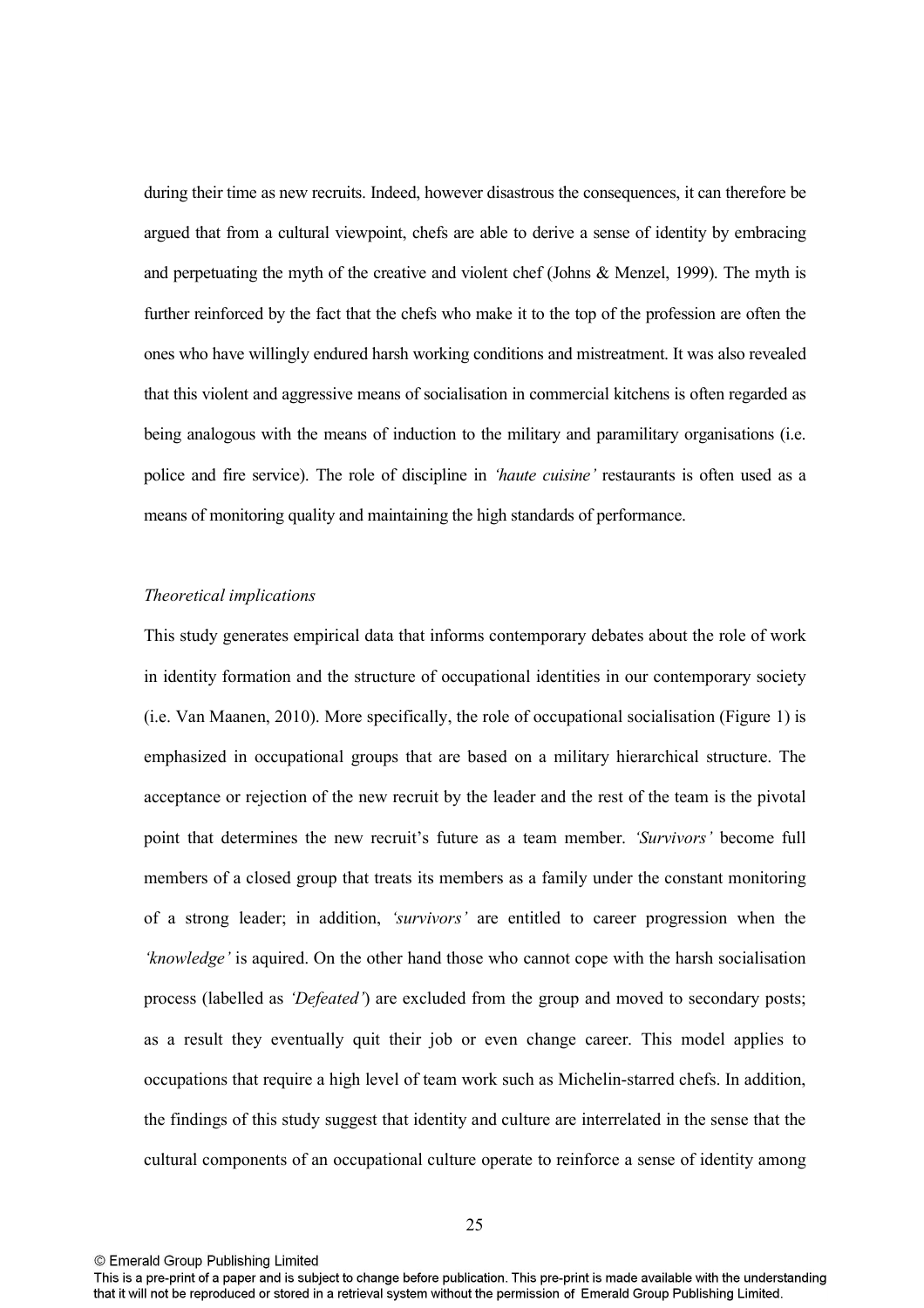during their time as new recruits. Indeed, however disastrous the consequences, it can therefore be argued that from a cultural viewpoint, chefs are able to derive a sense of identity by embracing and perpetuating the myth of the creative and violent chef (Johns & Menzel, 1999). The myth is further reinforced by the fact that the chefs who make it to the top of the profession are often the ones who have willingly endured harsh working conditions and mistreatment. It was also revealed that this violent and aggressive means of socialisation in commercial kitchens is often regarded as being analogous with the means of induction to the military and paramilitary organisations (i.e. police and fire service). The role of discipline in *'haute cuisine'* restaurants is often used as a means of monitoring quality and maintaining the high standards of performance.

*Theoretical implications*

This study generates empirical data that informs contemporary debates about the role of work in identity formation and the structure of occupational identities in our contemporary society (i.e. Van Maanen, 2010). More specifically, the role of occupational socialisation (Figure 1) is emphasized in occupational groups that are based on a military hierarchical structure. The acceptance or rejection of the new recruit by the leader and the rest of the team is the pivotal point that determines the new recruit's future as a team member. *'Survivors'* become full members of a closed group that treats its members as a family under the constant monitoring of a strong leader; in addition, *'survivors'* are entitled to career progression when the *'knowledge'* is aquired. On the other hand those who cannot cope with the harsh socialisation process (labelled as *'Defeated'*) are excluded from the group and moved to secondary posts; as a result they eventually quit their job or even change career. This model applies to occupations that require a high level of team work such as Michelin-starred chefs. In addition, the findings of this study suggest that identity and culture are interrelated in the sense that the cultural components of an occupational culture operate to reinforce a sense of identity among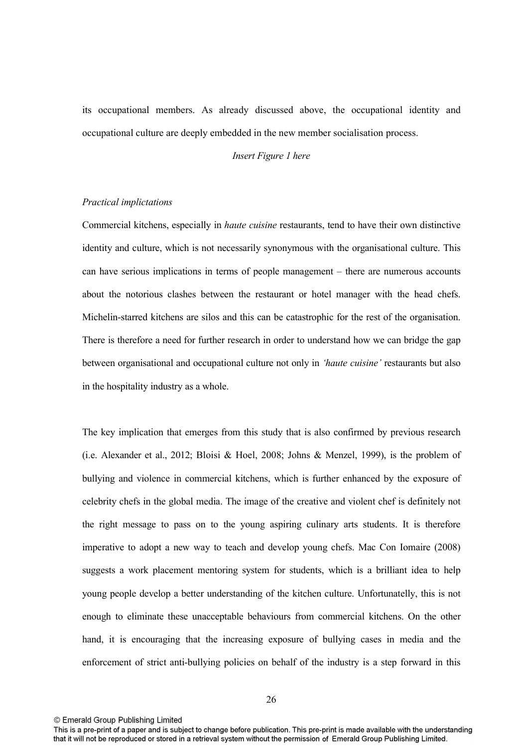its occupational members. As already discussed above, the occupational identity and occupational culture are deeply embedded in the new member socialisation process.

*Insert Figure 1 here*

*Practical implictations*

Commercial kitchens, especially in *haute cuisine* restaurants, tend to have their own distinctive identity and culture, which is not necessarily synonymous with the organisational culture. This can have serious implications in terms of people management – there are numerous accounts about the notorious clashes between the restaurant or hotel manager with the head chefs. Michelin-starred kitchens are silos and this can be catastrophic for the rest of the organisation. There is therefore a need for further research in order to understand how we can bridge the gap between organisational and occupational culture not only in *'haute cuisine'* restaurants but also in the hospitality industry as a whole.

The key implication that emerges from this study that is also confirmed by previous research (i.e. Alexander et al., 2012; Bloisi & Hoel, 2008; Johns & Menzel, 1999), is the problem of bullying and violence in commercial kitchens, which is further enhanced by the exposure of celebrity chefs in the global media. The image of the creative and violent chef is definitely not the right message to pass on to the young aspiring culinary arts students. It is therefore imperative to adopt a new way to teach and develop young chefs. Mac Con Iomaire (2008) suggests a work placement mentoring system for students, which is a brilliant idea to help young people develop a better understanding of the kitchen culture. Unfortunatelly, this is not enough to eliminate these unacceptable behaviours from commercial kitchens. On the other hand, it is encouraging that the increasing exposure of bullying cases in media and the enforcement of strict anti-bullying policies on behalf of the industry is a step forward in this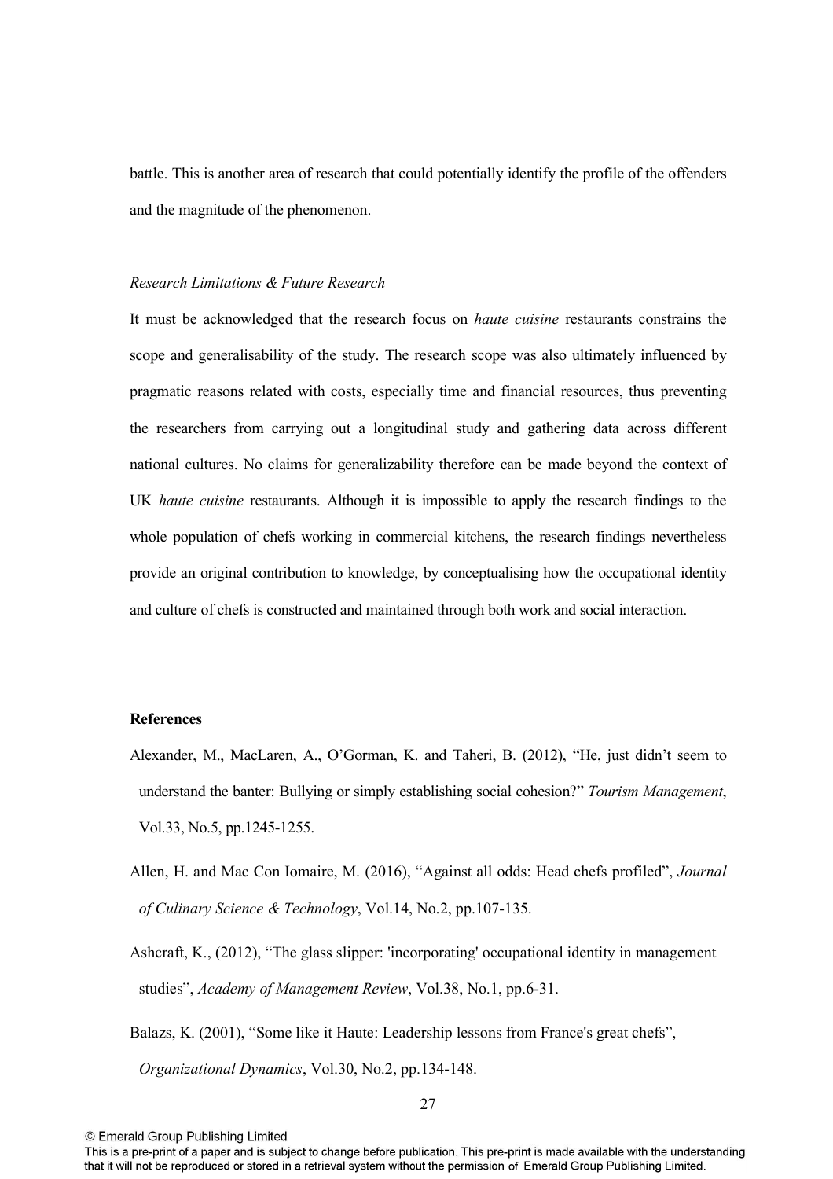battle. This is another area of research that could potentially identify the profile of the offenders and the magnitude of the phenomenon.

*Research Limitations & Future Research*

It must be acknowledged that the research focus on *haute cuisine* restaurants constrains the scope and generalisability of the study. The research scope was also ultimately influenced by pragmatic reasons related with costs, especially time and financial resources, thus preventing the researchers from carrying out a longitudinal study and gathering data across different national cultures. No claims for generalizability therefore can be made beyond the context of UK *haute cuisine* restaurants. Although it is impossible to apply the research findings to the whole population of chefs working in commercial kitchens, the research findings nevertheless provide an original contribution to knowledge, by conceptualising how the occupational identity and culture of chefs is constructed and maintained through both work and social interaction.

**References**

Alexander, M., MacLaren, A., O'Gorman, K. and Taheri, B. (2012), "He, just didn't seem to understand the banter: Bullying or simply establishing social cohesion?" *Tourism Management*, Vol.33, No.5, pp.1245-1255.

Allen, H. and Mac Con Iomaire, M. (2016), "Against all odds: Head chefs profiled", *Journal of Culinary Science & Technology*, Vol.14, No.2, pp.107-135.

Ashcraft, K., (2012), "The glass slipper: 'incorporating' occupational identity in management studies", *Academy of Management Review*, Vol.38, No.1, pp.6-31.

Balazs, K. (2001), "Some like it Haute: Leadership lessons from France's great chefs", *Organizational Dynamics*, Vol.30, No.2, pp.134-148.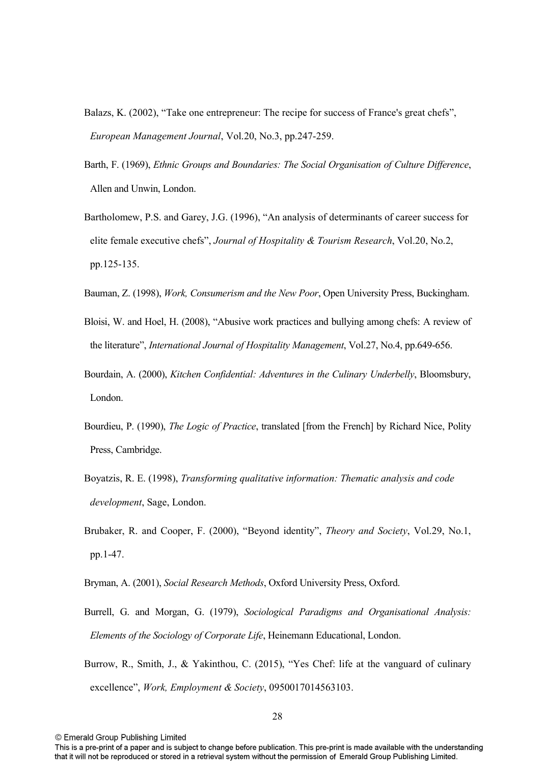Balazs, K. (2002), "Take one entrepreneur: The recipe for success of France's great chefs", *European Management Journal*, Vol.20, No.3, pp.247-259.

Barth, F. (1969), *Ethnic Groups and Boundaries: The Social Organisation of Culture Difference*, Allen and Unwin, London.

Bartholomew, P.S. and Garey, J.G. (1996), "An analysis of determinants of career success for elite female executive chefs", *Journal of Hospitality & Tourism Research*, Vol.20, No.2, pp.125-135.

Bauman, Z. (1998), *Work, Consumerism and the New Poor*, Open University Press, Buckingham.

Bloisi, W. and Hoel, H. (2008), "Abusive work practices and bullying among chefs: A review of the literature", *International Journal of Hospitality Management*, Vol.27, No.4, pp.649-656.

Bourdain, A. (2000), *Kitchen Confidential: Adventures in the Culinary Underbelly*, Bloomsbury, London.

Bourdieu, P. (1990), *The Logic of Practice*, translated [from the French] by Richard Nice, Polity Press, Cambridge.

Boyatzis, R. E. (1998), *Transforming qualitative information: Thematic analysis and code development*, Sage, London.

Brubaker, R. and Cooper, F. (2000), "Beyond identity", *Theory and Society*, Vol.29, No.1, pp.1-47.

Bryman, A. (2001), *Social Research Methods*, Oxford University Press, Oxford.

Burrell, G. and Morgan, G. (1979), *Sociological Paradigms and Organisational Analysis: Elements of the Sociology of Corporate Life*, Heinemann Educational, London.

Burrow, R., Smith, J., & Yakinthou, C. (2015), "Yes Chef: life at the vanguard of culinary excellence", *Work, Employment & Society*, 0950017014563103.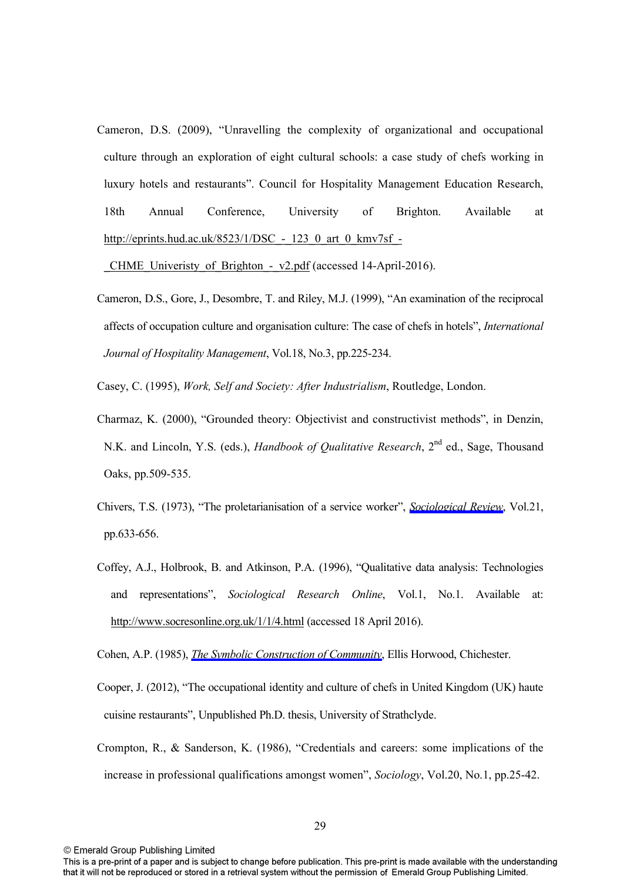Cameron, D.S. (2009), "Unravelling the complexity of organizational and occupational culture through an exploration of eight cultural schools: a case study of chefs working in luxury hotels and restaurants". Council for Hospitality Management Education Research, 18th Annual Conference, University of Brighton. Available at http://eprints.hud.ac.uk/8523/1/DSC_-_123_0_art_0_kmv7sf_-_CHME_Univeristy_of_Brighton_-_v2.pdf (accessed 14-April-2016).

Cameron, D.S., Gore, J., Desombre, T. and Riley, M.J. (1999), "An examination of the reciprocal affects of occupation culture and organisation culture: The case of chefs in hotels", *International Journal of Hospitality Management*, Vol.18, No.3, pp.225-234.

Casey, C. (1995), *Work, Self and Society: After Industrialism*, Routledge, London.

Charmaz, K. (2000), "Grounded theory: Objectivist and constructivist methods", in Denzin, N.K. and Lincoln, Y.S. (eds.), *Handbook of Qualitative Research*, 2nd ed., Sage, Thousand Oaks, pp.509-535.

Chivers, T.S. (1973), "The proletarianisation of a service worker", *Sociological Review*, Vol.21, pp.633-656.

Coffey, A.J., Holbrook, B. and Atkinson, P.A. (1996), "Qualitative data analysis: Technologies and representations", *Sociological Research Online*, Vol.1, No.1. Available at: http://www.socresonline.org.uk/1/1/4.html (accessed 18 April 2016).

Cohen, A.P. (1985), *The Symbolic Construction of Community*, Ellis Horwood, Chichester.

Cooper, J. (2012), "The occupational identity and culture of chefs in United Kingdom (UK) haute cuisine restaurants", Unpublished Ph.D. thesis, University of Strathclyde.

Crompton, R., & Sanderson, K. (1986), "Credentials and careers: some implications of the increase in professional qualifications amongst women", *Sociology*, Vol.20, No.1, pp.25-42.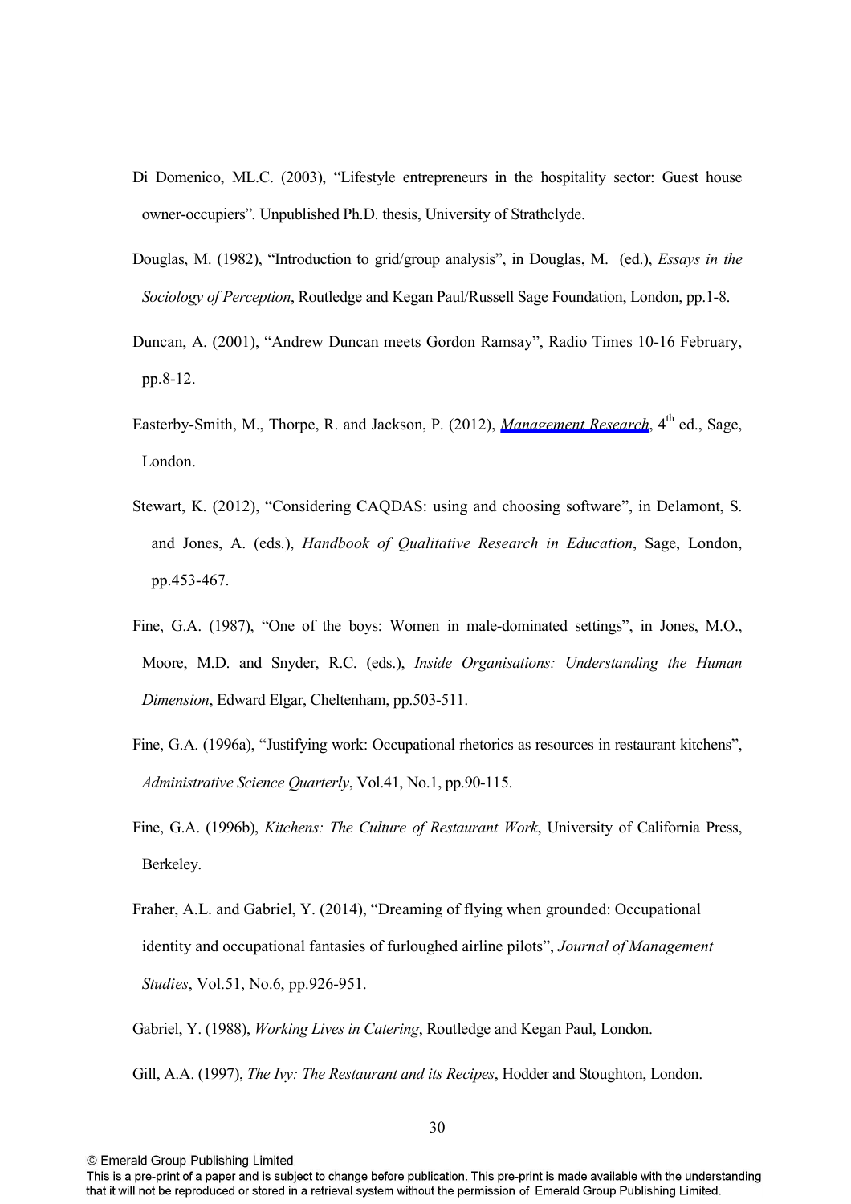Di Domenico, ML.C. (2003), "Lifestyle entrepreneurs in the hospitality sector: Guest house owner-occupiers". Unpublished Ph.D. thesis, University of Strathclyde.

Douglas, M. (1982), "Introduction to grid/group analysis", in Douglas, M. (ed.), *Essays in the Sociology of Perception*, Routledge and Kegan Paul/Russell Sage Foundation, London, pp.1-8.

Duncan, A. (2001), "Andrew Duncan meets Gordon Ramsay", Radio Times 10-16 February, pp.8-12.

Easterby-Smith, M., Thorpe, R. and Jackson, P. (2012), *Management Research*, 4th ed., Sage, London.

Stewart, K. (2012), "Considering CAQDAS: using and choosing software", in Delamont, S. and Jones, A. (eds.), *Handbook of Qualitative Research in Education*, Sage, London, pp.453-467.

Fine, G.A. (1987), "One of the boys: Women in male-dominated settings", in Jones, M.O., Moore, M.D. and Snyder, R.C. (eds.), *Inside Organisations: Understanding the Human Dimension*, Edward Elgar, Cheltenham, pp.503-511.

Fine, G.A. (1996a), "Justifying work: Occupational rhetorics as resources in restaurant kitchens", *Administrative Science Quarterly*, Vol.41, No.1, pp.90-115.

Fine, G.A. (1996b), *Kitchens: The Culture of Restaurant Work*, University of California Press, Berkeley.

Fraher, A.L. and Gabriel, Y. (2014), "Dreaming of flying when grounded: Occupational identity and occupational fantasies of furloughed airline pilots", *Journal of Management Studies*, Vol.51, No.6, pp.926-951.

Gabriel, Y. (1988), *Working Lives in Catering*, Routledge and Kegan Paul, London.

Gill, A.A. (1997), *The Ivy: The Restaurant and its Recipes*, Hodder and Stoughton, London.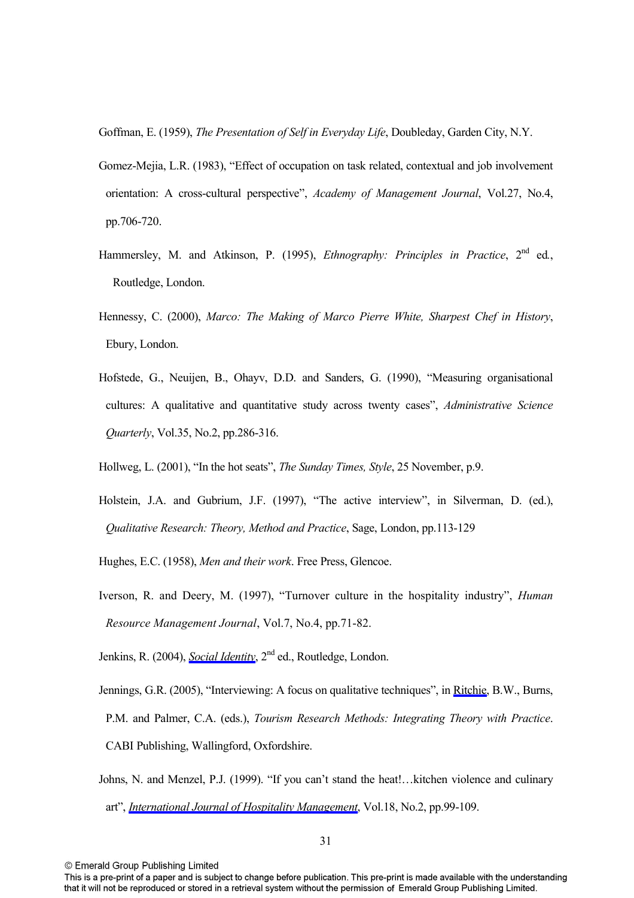Goffman, E. (1959), *The Presentation of Self in Everyday Life*, Doubleday, Garden City, N.Y.

Gomez-Mejia, L.R. (1983), "Effect of occupation on task related, contextual and job involvement orientation: A cross-cultural perspective", *Academy of Management Journal*, Vol.27, No.4, pp.706-720.

Hammersley, M. and Atkinson, P. (1995), *Ethnography: Principles in Practice*, 2nd ed., Routledge, London.

Hennessy, C. (2000), *Marco: The Making of Marco Pierre White, Sharpest Chef in History*, Ebury, London.

Hofstede, G., Neuijen, B., Ohayv, D.D. and Sanders, G. (1990), "Measuring organisational cultures: A qualitative and quantitative study across twenty cases", *Administrative Science Quarterly*, Vol.35, No.2, pp.286-316.

Hollweg, L. (2001), "In the hot seats", *The Sunday Times, Style*, 25 November, p.9.

Holstein, J.A. and Gubrium, J.F. (1997), "The active interview", in Silverman, D. (ed.), *Qualitative Research: Theory, Method and Practice*, Sage, London, pp.113-129

Hughes, E.C. (1958), *Men and their work*. Free Press, Glencoe.

Iverson, R. and Deery, M. (1997), "Turnover culture in the hospitality industry", *Human Resource Management Journal*, Vol.7, No.4, pp.71-82.

Jenkins, R. (2004), *Social Identity*, 2nd ed., Routledge, London.

Jennings, G.R. (2005), "Interviewing: A focus on qualitative techniques", in Ritchie, B.W., Burns, P.M. and Palmer, C.A. (eds.), *Tourism Research Methods: Integrating Theory with Practice*. CABI Publishing, Wallingford, Oxfordshire.

Johns, N. and Menzel, P.J. (1999). "If you can't stand the heat!…kitchen violence and culinary art", *International Journal of Hospitality Management*, Vol.18, No.2, pp.99-109.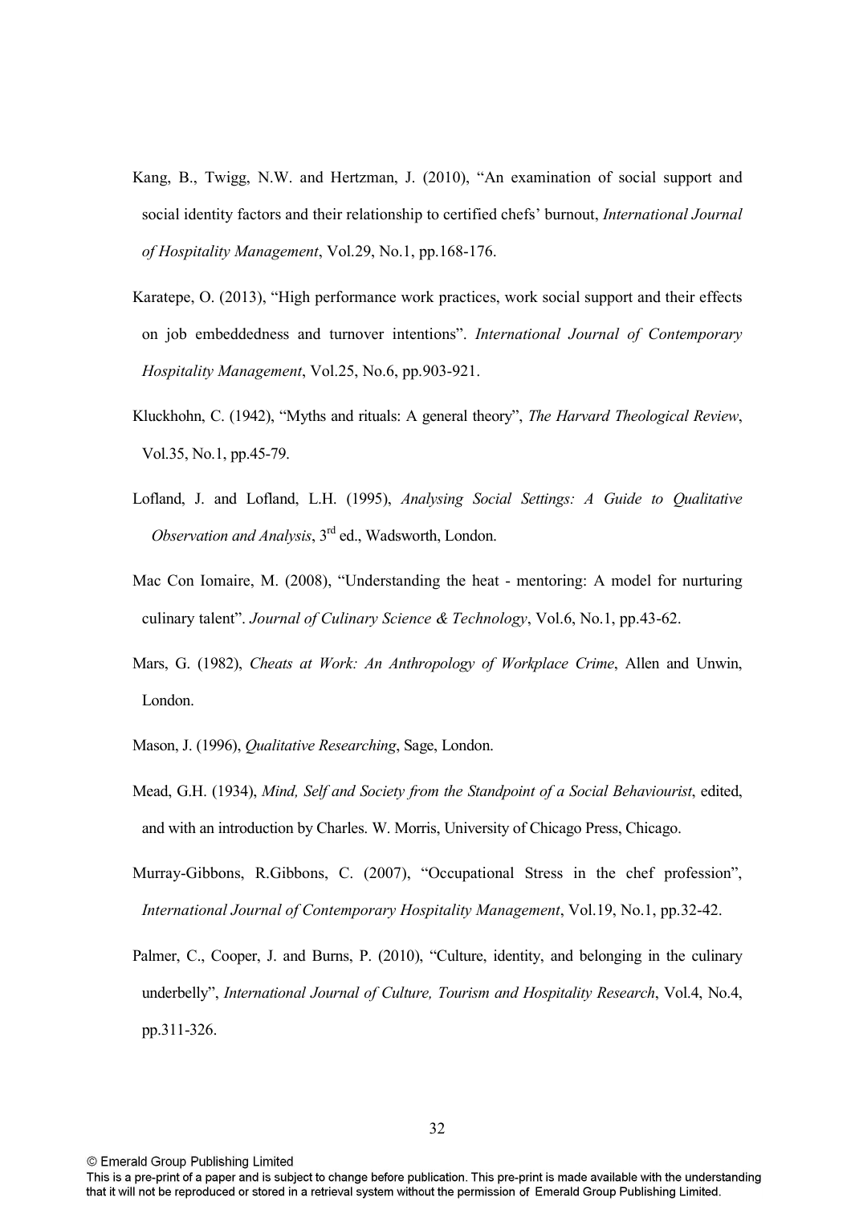Kang, B., Twigg, N.W. and Hertzman, J. (2010), "An examination of social support and social identity factors and their relationship to certified chefs' burnout, *International Journal of Hospitality Management*, Vol.29, No.1, pp.168-176.

Karatepe, O. (2013), "High performance work practices, work social support and their effects on job embeddedness and turnover intentions". *International Journal of Contemporary Hospitality Management*, Vol.25, No.6, pp.903-921.

Kluckhohn, C. (1942), "Myths and rituals: A general theory", *The Harvard Theological Review*, Vol.35, No.1, pp.45-79.

Lofland, J. and Lofland, L.H. (1995), *Analysing Social Settings: A Guide to Qualitative Observation and Analysis*, 3rd ed., Wadsworth, London.

Mac Con Iomaire, M. (2008), "Understanding the heat - mentoring: A model for nurturing culinary talent". *Journal of Culinary Science & Technology*, Vol.6, No.1, pp.43-62.

Mars, G. (1982), *Cheats at Work: An Anthropology of Workplace Crime*, Allen and Unwin, London.

Mason, J. (1996), *Qualitative Researching*, Sage, London.

Mead, G.H. (1934), *Mind, Self and Society from the Standpoint of a Social Behaviourist*, edited, and with an introduction by Charles. W. Morris, University of Chicago Press, Chicago.

Murray-Gibbons, R.Gibbons, C. (2007), "Occupational Stress in the chef profession", *International Journal of Contemporary Hospitality Management*, Vol.19, No.1, pp.32-42.

Palmer, C., Cooper, J. and Burns, P. (2010), "Culture, identity, and belonging in the culinary underbelly", *International Journal of Culture, Tourism and Hospitality Research*, Vol.4, No.4, pp.311-326.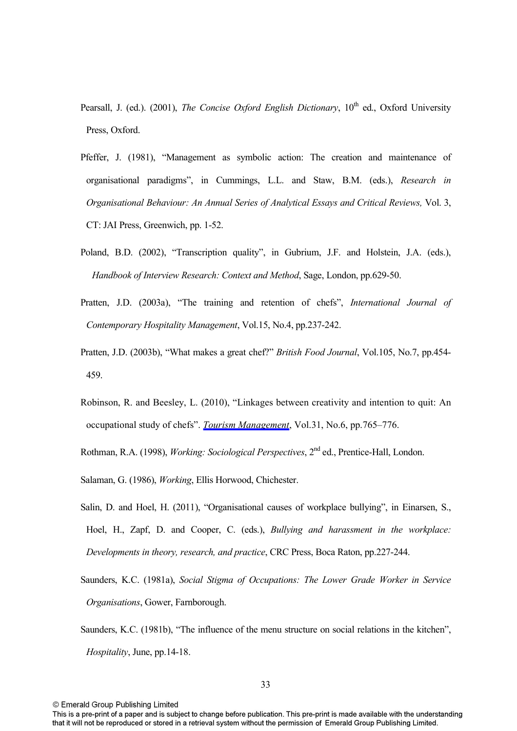Pearsall, J. (ed.). (2001), *The Concise Oxford English Dictionary*, 10th ed., Oxford University Press, Oxford.

Pfeffer, J. (1981), "Management as symbolic action: The creation and maintenance of organisational paradigms", in Cummings, L.L. and Staw, B.M. (eds.), *Research in Organisational Behaviour: An Annual Series of Analytical Essays and Critical Reviews,* Vol. 3, CT: JAI Press, Greenwich, pp. 1-52.

Poland, B.D. (2002), "Transcription quality", in Gubrium, J.F. and Holstein, J.A. (eds.), *Handbook of Interview Research: Context and Method*, Sage, London, pp.629-50.

Pratten, J.D. (2003a), "The training and retention of chefs", *International Journal of Contemporary Hospitality Management*, Vol.15, No.4, pp.237-242.

Pratten, J.D. (2003b), "What makes a great chef?" *British Food Journal*, Vol.105, No.7, pp.454-459.

Robinson, R. and Beesley, L. (2010), "Linkages between creativity and intention to quit: An occupational study of chefs". *Tourism Management*, Vol.31, No.6, pp.765–776.

Rothman, R.A. (1998), *Working: Sociological Perspectives*, 2nd ed., Prentice-Hall, London.

Salaman, G. (1986), *Working*, Ellis Horwood, Chichester.

Salin, D. and Hoel, H. (2011), "Organisational causes of workplace bullying", in Einarsen, S., Hoel, H., Zapf, D. and Cooper, C. (eds.), *Bullying and harassment in the workplace: Developments in theory, research, and practice*, CRC Press, Boca Raton, pp.227-244.

Saunders, K.C. (1981a), *Social Stigma of Occupations: The Lower Grade Worker in Service Organisations*, Gower, Farnborough.

Saunders, K.C. (1981b), "The influence of the menu structure on social relations in the kitchen", *Hospitality*, June, pp.14-18.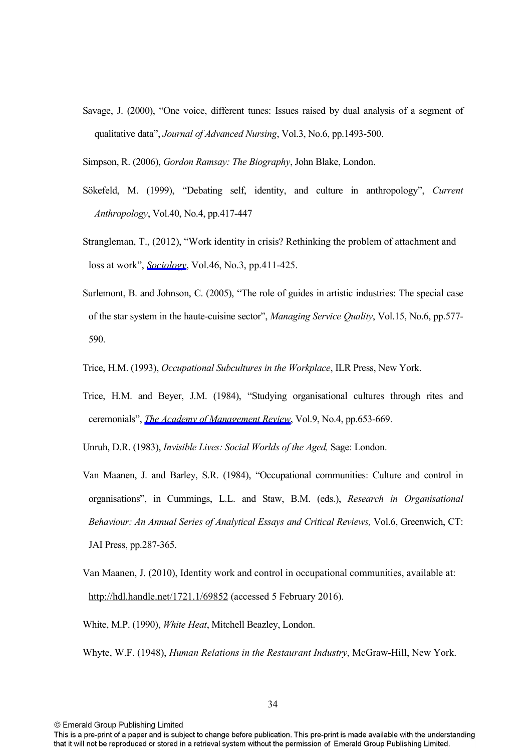Savage, J. (2000), “One voice, different tunes: Issues raised by dual analysis of a segment of qualitative data”, *Journal of Advanced Nursing*, Vol.3, No.6, pp.1493-500.

Simpson, R. (2006), *Gordon Ramsay: The Biography*, John Blake, London.

Sökefeld, M. (1999), “Debating self, identity, and culture in anthropology”, *Current Anthropology*, Vol.40, No.4, pp.417-447

Strangleman, T., (2012), “Work identity in crisis? Rethinking the problem of attachment and loss at work”, *Sociology*, Vol.46, No.3, pp.411-425.

Surlemont, B. and Johnson, C. (2005), “The role of guides in artistic industries: The special case of the star system in the haute-cuisine sector”, *Managing Service Quality*, Vol.15, No.6, pp.577-590.

Trice, H.M. (1993), *Occupational Subcultures in the Workplace*, ILR Press, New York.

Trice, H.M. and Beyer, J.M. (1984), “Studying organisational cultures through rites and ceremonials”, *The Academy of Management Review*, Vol.9, No.4, pp.653-669.

Unruh, D.R. (1983), *Invisible Lives: Social Worlds of the Aged,* Sage: London.

Van Maanen, J. and Barley, S.R. (1984), “Occupational communities: Culture and control in organisations”, in Cummings, L.L. and Staw, B.M. (eds.), *Research in Organisational Behaviour: An Annual Series of Analytical Essays and Critical Reviews,* Vol.6, Greenwich, CT: JAI Press, pp.287-365.

Van Maanen, J. (2010), Identity work and control in occupational communities, available at: http://hdl.handle.net/1721.1/69852 (accessed 5 February 2016).

White, M.P. (1990), *White Heat*, Mitchell Beazley, London.

Whyte, W.F. (1948), *Human Relations in the Restaurant Industry*, McGraw-Hill, New York.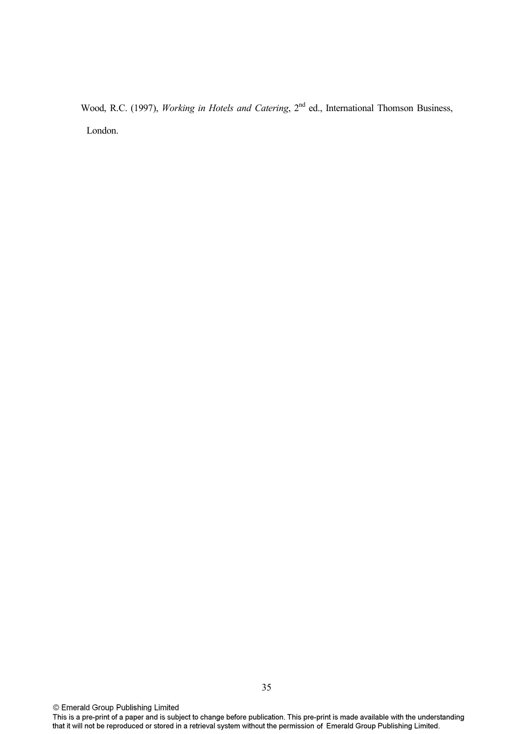Wood, R.C. (1997), *Working in Hotels and Catering*, 2nd ed., International Thomson Business, London.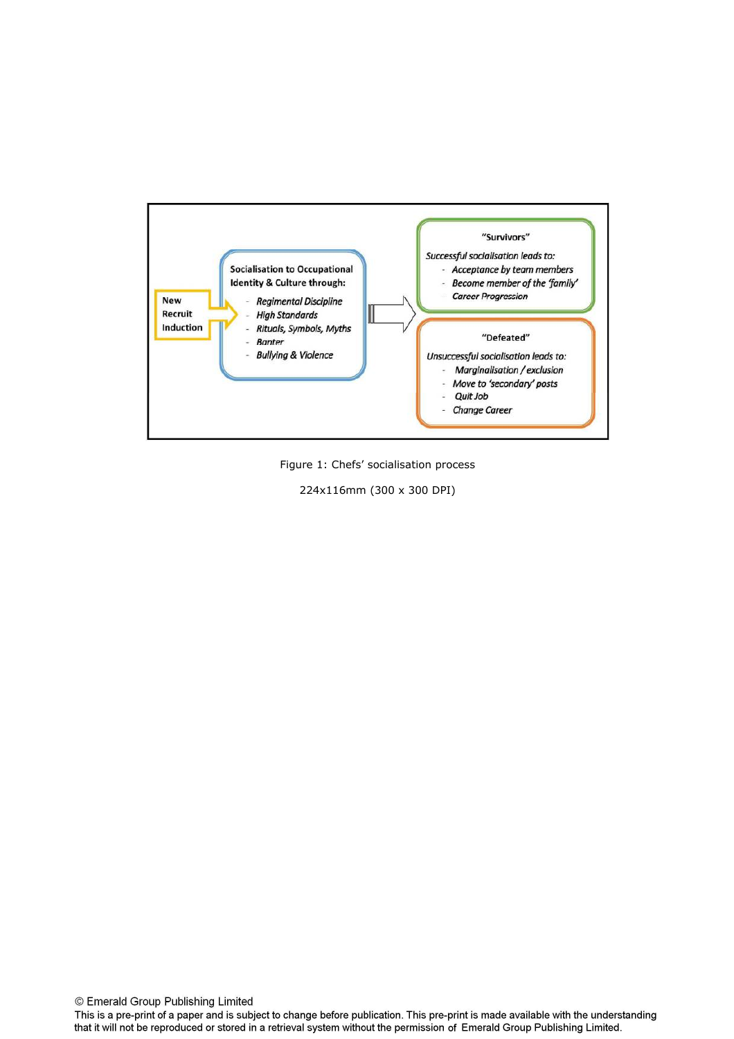New
Recruit
Induction

Socialisation to Occupational Identity & Culture through:

- Regimental Discipline
- High Standards
- Rituals, Symbols, Myths
- Banter
- Bullying & Violence

"Survivors"

Successful socialisation leads to:

- Acceptance by team members
- Become member of the 'family'
- Career Progression

"Defeated"

Unsuccessful socialisation leads to:

- Marginalisation / exclusion
- Move to 'secondary' posts
- Quit Job
- Change Career

Figure 1: Chefs' socialisation process

224x116mm (300 x 300 DPI)